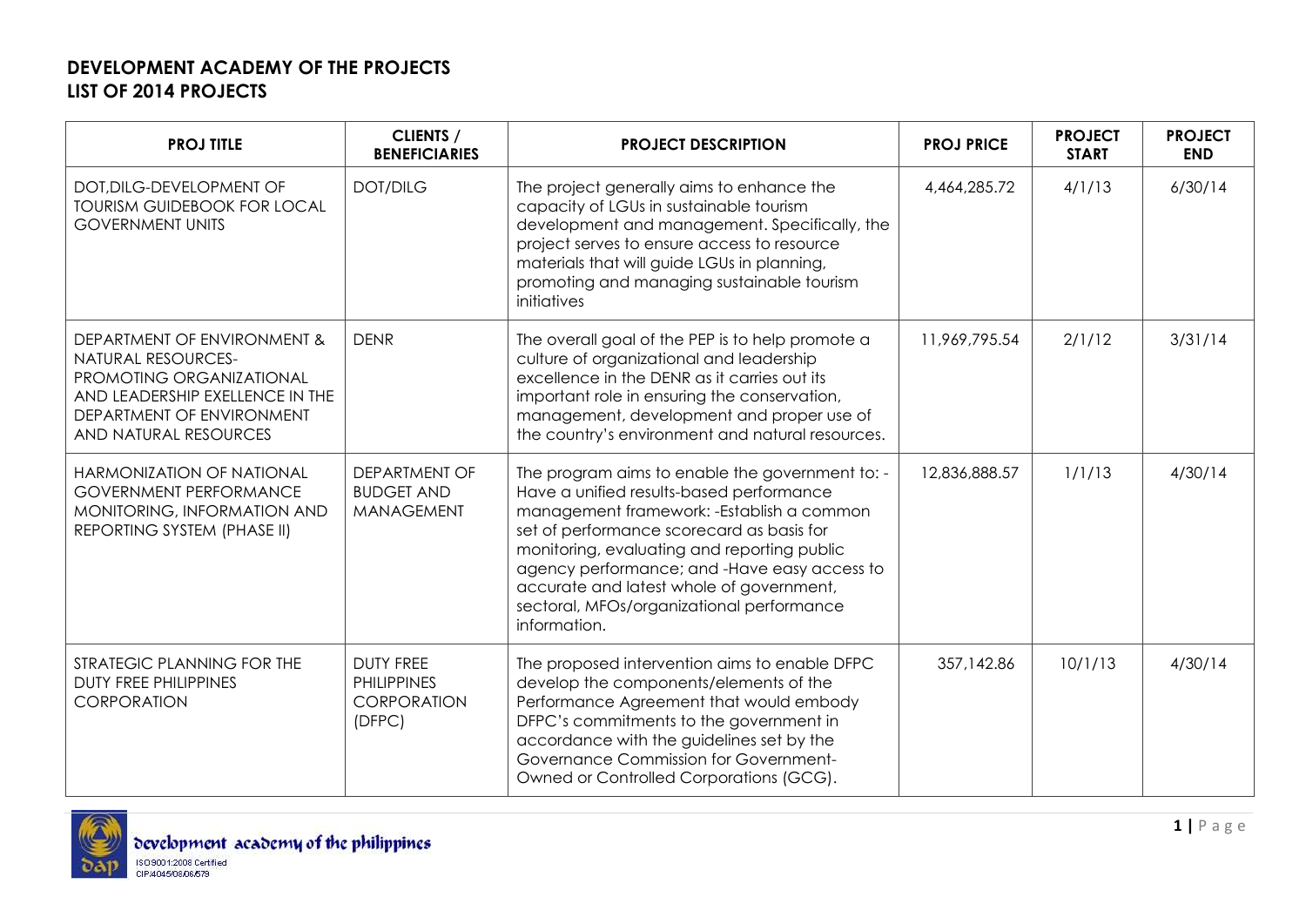# DEVELOPMENT ACADEMY OF THE PROJECTS
# LIST OF 2014 PROJECTS

| PROJ TITLE | CLIENTS / BENEFICIARIES | PROJECT DESCRIPTION | PROJ PRICE | PROJECT START | PROJECT END |
|---|---|---|---|---|---|
| DOT,DILG-DEVELOPMENT OF TOURISM GUIDEBOOK FOR LOCAL GOVERNMENT UNITS | DOT/DILG | The project generally aims to enhance the capacity of LGUs in sustainable tourism development and management. Specifically, the project serves to ensure access to resource materials that will guide LGUs in planning, promoting and managing sustainable tourism initiatives | 4,464,285.72 | 4/1/13 | 6/30/14 |
| DEPARTMENT OF ENVIRONMENT & NATURAL RESOURCES-PROMOTING ORGANIZATIONAL AND LEADERSHIP EXELLENCE IN THE DEPARTMENT OF ENVIRONMENT AND NATURAL RESOURCES | DENR | The overall goal of the PEP is to help promote a culture of organizational and leadership excellence in the DENR as it carries out its important role in ensuring the conservation, management, development and proper use of the country's environment and natural resources. | 11,969,795.54 | 2/1/12 | 3/31/14 |
| HARMONIZATION OF NATIONAL GOVERNMENT PERFORMANCE MONITORING, INFORMATION AND REPORTING SYSTEM (PHASE II) | DEPARTMENT OF BUDGET AND MANAGEMENT | The program aims to enable the government to: -Have a unified results-based performance management framework: -Establish a common set of performance scorecard as basis for monitoring, evaluating and reporting public agency performance; and -Have easy access to accurate and latest whole of government, sectoral, MFOs/organizational performance information. | 12,836,888.57 | 1/1/13 | 4/30/14 |
| STRATEGIC PLANNING FOR THE DUTY FREE PHILIPPINES CORPORATION | DUTY FREE PHILIPPINES CORPORATION (DFPC) | The proposed intervention aims to enable DFPC develop the components/elements of the Performance Agreement that would embody DFPC's commitments to the government in accordance with the guidelines set by the Governance Commission for Government-Owned or Controlled Corporations (GCG). | 357,142.86 | 10/1/13 | 4/30/14 |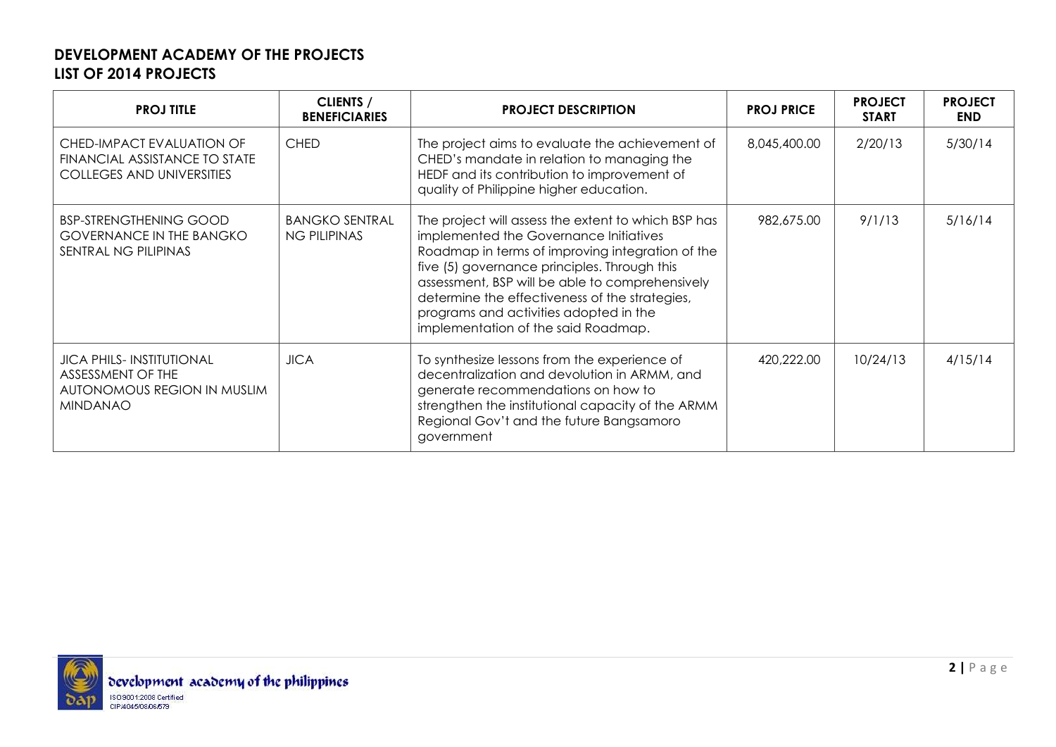**DEVELOPMENT ACADEMY OF THE PROJECTS**
**LIST OF 2014 PROJECTS**

| PROJ TITLE | CLIENTS / BENEFICIARIES | PROJECT DESCRIPTION | PROJ PRICE | PROJECT START | PROJECT END |
|---|---|---|---|---|---|
| CHED-IMPACT EVALUATION OF FINANCIAL ASSISTANCE TO STATE COLLEGES AND UNIVERSITIES | CHED | The project aims to evaluate the achievement of CHED's mandate in relation to managing the HEDF and its contribution to improvement of quality of Philippine higher education. | 8,045,400.00 | 2/20/13 | 5/30/14 |
| BSP-STRENGTHENING GOOD GOVERNANCE IN THE BANGKO SENTRAL NG PILIPINAS | BANGKO SENTRAL NG PILIPINAS | The project will assess the extent to which BSP has implemented the Governance Initiatives Roadmap in terms of improving integration of the five (5) governance principles. Through this assessment, BSP will be able to comprehensively determine the effectiveness of the strategies, programs and activities adopted in the implementation of the said Roadmap. | 982,675.00 | 9/1/13 | 5/16/14 |
| JICA PHILS- INSTITUTIONAL ASSESSMENT OF THE AUTONOMOUS REGION IN MUSLIM MINDANAO | JICA | To synthesize lessons from the experience of decentralization and devolution in ARMM, and generate recommendations on how to strengthen the institutional capacity of the ARMM Regional Gov't and the future Bangsamoro government | 420,222.00 | 10/24/13 | 4/15/14 |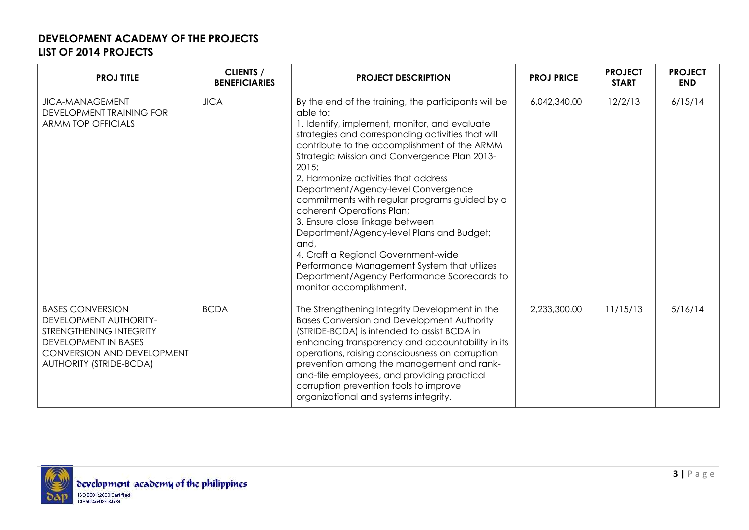## DEVELOPMENT ACADEMY OF THE PROJECTS
## LIST OF 2014 PROJECTS

| PROJ TITLE | CLIENTS / BENEFICIARIES | PROJECT DESCRIPTION | PROJ PRICE | PROJECT START | PROJECT END |
|---|---|---|---|---|---|
| JICA-MANAGEMENT DEVELOPMENT TRAINING FOR ARMM TOP OFFICIALS | JICA | By the end of the training, the participants will be able to:<br>1. Identify, implement, monitor, and evaluate strategies and corresponding activities that will contribute to the accomplishment of the ARMM Strategic Mission and Convergence Plan 2013-2015;<br>2. Harmonize activities that address Department/Agency-level Convergence commitments with regular programs guided by a coherent Operations Plan;<br>3. Ensure close linkage between Department/Agency-level Plans and Budget; and,<br>4. Craft a Regional Government-wide Performance Management System that utilizes Department/Agency Performance Scorecards to monitor accomplishment. | 6,042,340.00 | 12/2/13 | 6/15/14 |
| BASES CONVERSION DEVELOPMENT AUTHORITY-STRENGTHENING INTEGRITY DEVELOPMENT IN BASES CONVERSION AND DEVELOPMENT AUTHORITY (STRIDE-BCDA) | BCDA | The Strengthening Integrity Development in the Bases Conversion and Development Authority (STRIDE-BCDA) is intended to assist BCDA in enhancing transparency and accountability in its operations, raising consciousness on corruption prevention among the management and rank-and-file employees, and providing practical corruption prevention tools to improve organizational and systems integrity. | 2,233,300.00 | 11/15/13 | 5/16/14 |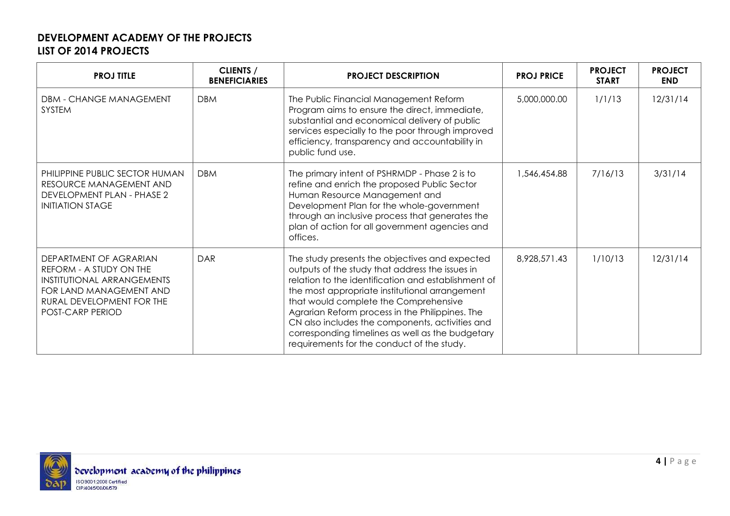## DEVELOPMENT ACADEMY OF THE PROJECTS
## LIST OF 2014 PROJECTS

| PROJ TITLE | CLIENTS / BENEFICIARIES | PROJECT DESCRIPTION | PROJ PRICE | PROJECT START | PROJECT END |
|---|---|---|---|---|---|
| DBM - CHANGE MANAGEMENT SYSTEM | DBM | The Public Financial Management Reform Program aims to ensure the direct, immediate, substantial and economical delivery of public services especially to the poor through improved efficiency, transparency and accountability in public fund use. | 5,000,000.00 | 1/1/13 | 12/31/14 |
| PHILIPPINE PUBLIC SECTOR HUMAN RESOURCE MANAGEMENT AND DEVELOPMENT PLAN - PHASE 2 INITIATION STAGE | DBM | The primary intent of PSHRMDP - Phase 2 is to refine and enrich the proposed Public Sector Human Resource Management and Development Plan for the whole-government through an inclusive process that generates the plan of action for all government agencies and offices. | 1,546,454.88 | 7/16/13 | 3/31/14 |
| DEPARTMENT OF AGRARIAN REFORM - A STUDY ON THE INSTITUTIONAL ARRANGEMENTS FOR LAND MANAGEMENT AND RURAL DEVELOPMENT FOR THE POST-CARP PERIOD | DAR | The study presents the objectives and expected outputs of the study that address the issues in relation to the identification and establishment of the most appropriate institutional arrangement that would complete the Comprehensive Agrarian Reform process in the Philippines. The CN also includes the components, activities and corresponding timelines as well as the budgetary requirements for the conduct of the study. | 8,928,571.43 | 1/10/13 | 12/31/14 |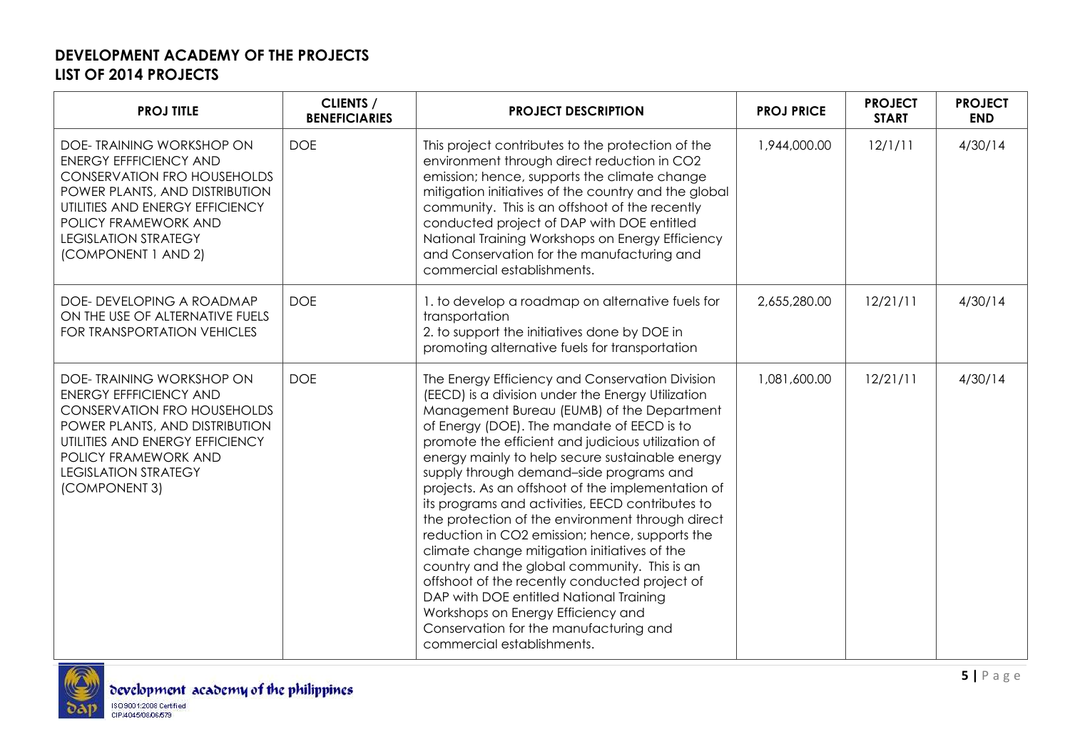**DEVELOPMENT ACADEMY OF THE PROJECTS**
**LIST OF 2014 PROJECTS**

| PROJ TITLE | CLIENTS / BENEFICIARIES | PROJECT DESCRIPTION | PROJ PRICE | PROJECT START | PROJECT END |
|---|---|---|---|---|---|
| DOE- TRAINING WORKSHOP ON ENERGY EFFFICIENCY AND CONSERVATION FRO HOUSEHOLDS POWER PLANTS, AND DISTRIBUTION UTILITIES AND ENERGY EFFICIENCY POLICY FRAMEWORK AND LEGISLATION STRATEGY (COMPONENT 1 AND 2) | DOE | This project contributes to the protection of the environment through direct reduction in CO2 emission; hence, supports the climate change mitigation initiatives of the country and the global community. This is an offshoot of the recently conducted project of DAP with DOE entitled National Training Workshops on Energy Efficiency and Conservation for the manufacturing and commercial establishments. | 1,944,000.00 | 12/1/11 | 4/30/14 |
| DOE- DEVELOPING A ROADMAP ON THE USE OF ALTERNATIVE FUELS FOR TRANSPORTATION VEHICLES | DOE | 1. to develop a roadmap on alternative fuels for transportation<br>2. to support the initiatives done by DOE in promoting alternative fuels for transportation | 2,655,280.00 | 12/21/11 | 4/30/14 |
| DOE- TRAINING WORKSHOP ON ENERGY EFFFICIENCY AND CONSERVATION FRO HOUSEHOLDS POWER PLANTS, AND DISTRIBUTION UTILITIES AND ENERGY EFFICIENCY POLICY FRAMEWORK AND LEGISLATION STRATEGY (COMPONENT 3) | DOE | The Energy Efficiency and Conservation Division (EECD) is a division under the Energy Utilization Management Bureau (EUMB) of the Department of Energy (DOE). The mandate of EECD is to promote the efficient and judicious utilization of energy mainly to help secure sustainable energy supply through demand–side programs and projects. As an offshoot of the implementation of its programs and activities, EECD contributes to the protection of the environment through direct reduction in CO2 emission; hence, supports the climate change mitigation initiatives of the country and the global community. This is an offshoot of the recently conducted project of DAP with DOE entitled National Training Workshops on Energy Efficiency and Conservation for the manufacturing and commercial establishments. | 1,081,600.00 | 12/21/11 | 4/30/14 |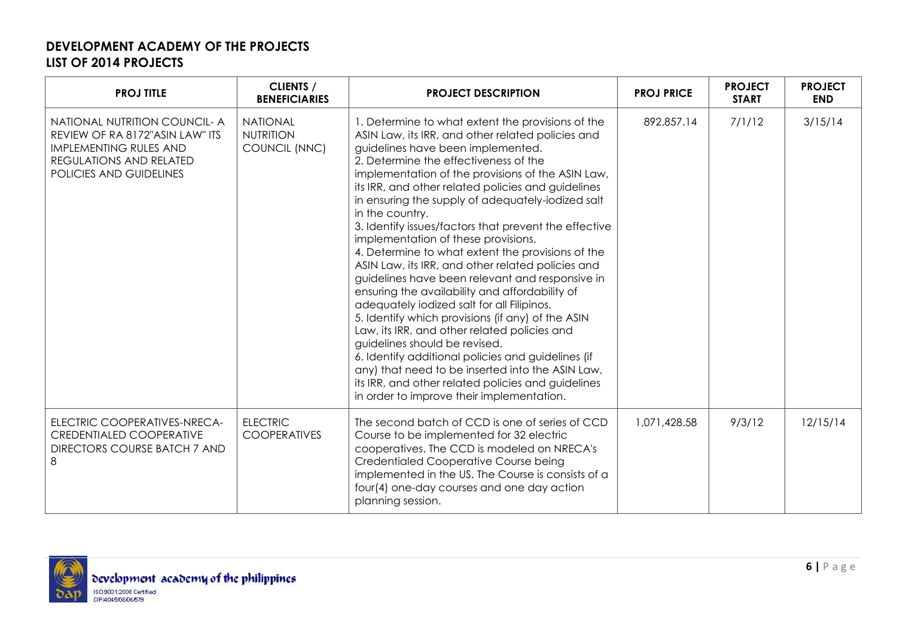## DEVELOPMENT ACADEMY OF THE PROJECTS
## LIST OF 2014 PROJECTS

| PROJ TITLE | CLIENTS / BENEFICIARIES | PROJECT DESCRIPTION | PROJ PRICE | PROJECT START | PROJECT END |
|---|---|---|---|---|---|
| NATIONAL NUTRITION COUNCIL- A REVIEW OF RA 8172"ASIN LAW" ITS IMPLEMENTING RULES AND REGULATIONS AND RELATED POLICIES AND GUIDELINES | NATIONAL NUTRITION COUNCIL (NNC) | 1. Determine to what extent the provisions of the ASIN Law, its IRR, and other related policies and guidelines have been implemented.<br>2. Determine the effectiveness of the implementation of the provisions of the ASIN Law, its IRR, and other related policies and guidelines in ensuring the supply of adequately-iodized salt in the country.<br>3. Identify issues/factors that prevent the effective implementation of these provisions.<br>4. Determine to what extent the provisions of the ASIN Law, its IRR, and other related policies and guidelines have been relevant and responsive in ensuring the availability and affordability of adequately iodized salt for all Filipinos.<br>5. Identify which provisions (if any) of the ASIN Law, its IRR, and other related policies and guidelines should be revised.<br>6. Identify additional policies and guidelines (if any) that need to be inserted into the ASIN Law, its IRR, and other related policies and guidelines in order to improve their implementation. | 892,857.14 | 7/1/12 | 3/15/14 |
| ELECTRIC COOPERATIVES-NRECA-CREDENTIALED COOPERATIVE DIRECTORS COURSE BATCH 7 AND 8 | ELECTRIC COOPERATIVES | The second batch of CCD is one of series of CCD Course to be implemented for 32 electric cooperatives. The CCD is modeled on NRECA's Credentialed Cooperative Course being implemented in the US. The Course is consists of a four(4) one-day courses and one day action planning session. | 1,071,428.58 | 9/3/12 | 12/15/14 |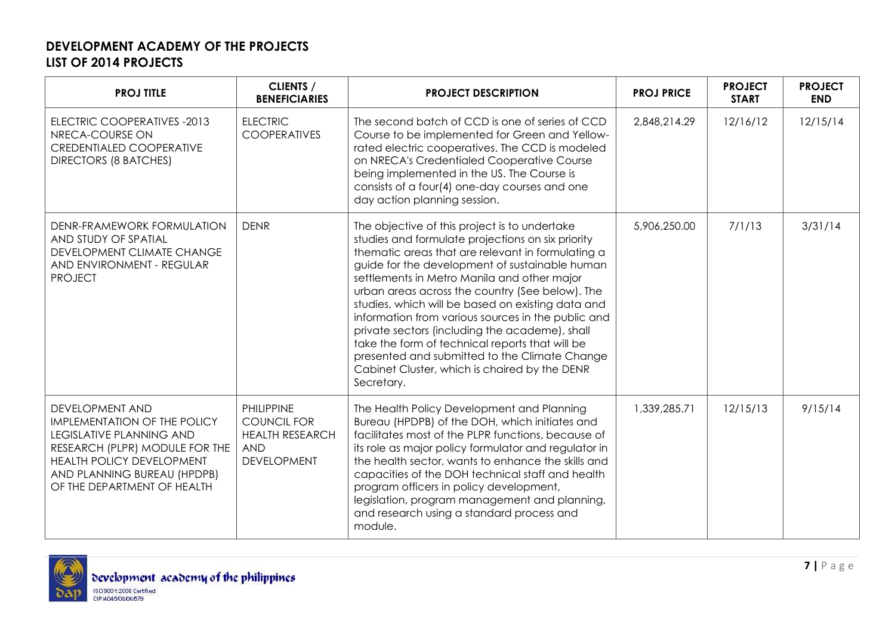## DEVELOPMENT ACADEMY OF THE PROJECTS
## LIST OF 2014 PROJECTS

| PROJ TITLE | CLIENTS / BENEFICIARIES | PROJECT DESCRIPTION | PROJ PRICE | PROJECT START | PROJECT END |
|---|---|---|---|---|---|
| ELECTRIC COOPERATIVES -2013 NRECA-COURSE ON CREDENTIALED COOPERATIVE DIRECTORS (8 BATCHES) | ELECTRIC COOPERATIVES | The second batch of CCD is one of series of CCD Course to be implemented for Green and Yellow-rated electric cooperatives. The CCD is modeled on NRECA's Credentialed Cooperative Course being implemented in the US. The Course is consists of a four(4) one-day courses and one day action planning session. | 2,848,214.29 | 12/16/12 | 12/15/14 |
| DENR-FRAMEWORK FORMULATION AND STUDY OF SPATIAL DEVELOPMENT CLIMATE CHANGE AND ENVIRONMENT - REGULAR PROJECT | DENR | The objective of this project is to undertake studies and formulate projections on six priority thematic areas that are relevant in formulating a guide for the development of sustainable human settlements in Metro Manila and other major urban areas across the country (See below). The studies, which will be based on existing data and information from various sources in the public and private sectors (including the academe), shall take the form of technical reports that will be presented and submitted to the Climate Change Cabinet Cluster, which is chaired by the DENR Secretary. | 5,906,250.00 | 7/1/13 | 3/31/14 |
| DEVELOPMENT AND IMPLEMENTATION OF THE POLICY LEGISLATIVE PLANNING AND RESEARCH (PLPR) MODULE FOR THE HEALTH POLICY DEVELOPMENT AND PLANNING BUREAU (HPDPB) OF THE DEPARTMENT OF HEALTH | PHILIPPINE COUNCIL FOR HEALTH RESEARCH AND DEVELOPMENT | The Health Policy Development and Planning Bureau (HPDPB) of the DOH, which initiates and facilitates most of the PLPR functions, because of its role as major policy formulator and regulator in the health sector, wants to enhance the skills and capacities of the DOH technical staff and health program officers in policy development, legislation, program management and planning, and research using a standard process and module. | 1,339,285.71 | 12/15/13 | 9/15/14 |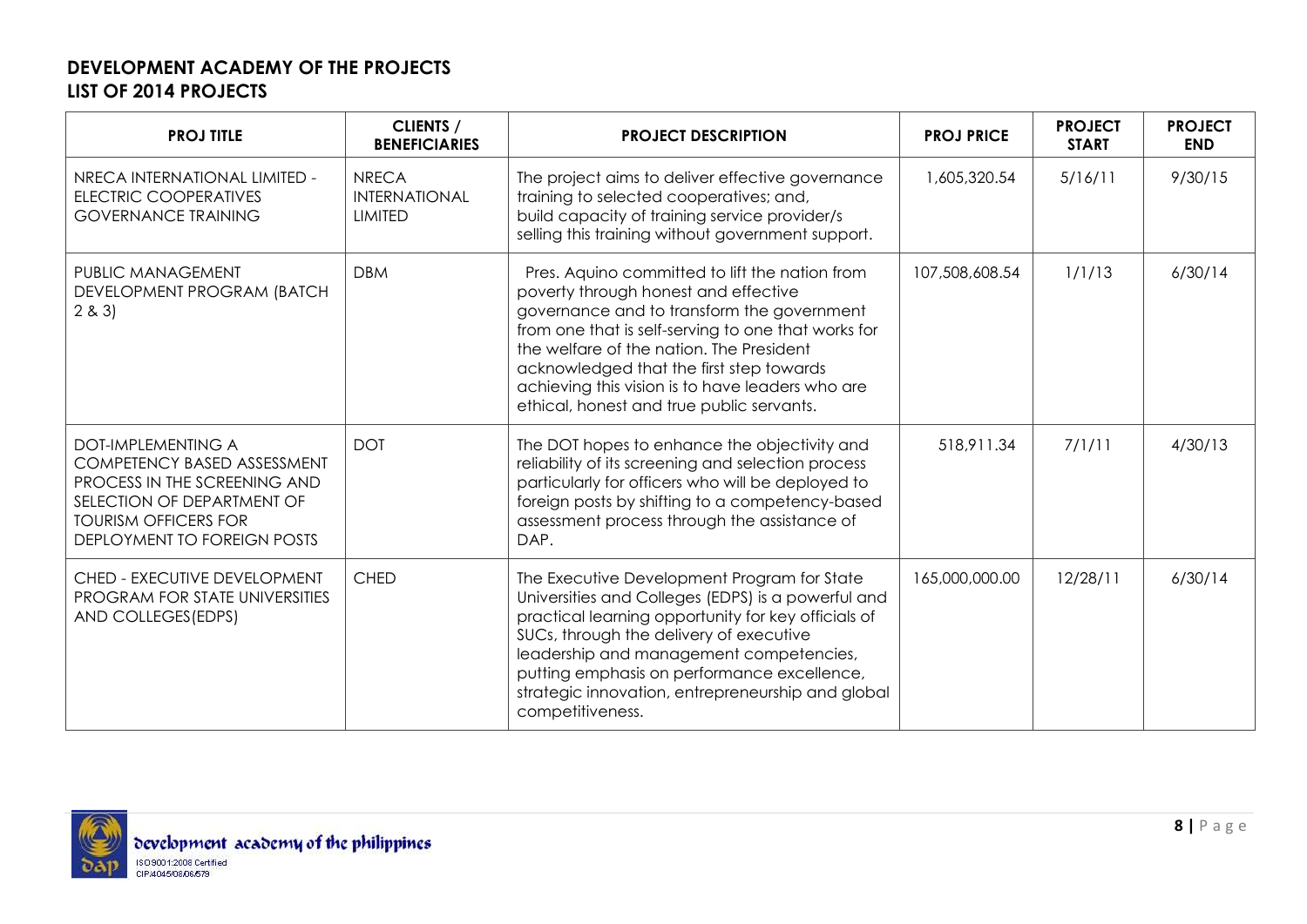## DEVELOPMENT ACADEMY OF THE PROJECTS
## LIST OF 2014 PROJECTS

| PROJ TITLE | CLIENTS / BENEFICIARIES | PROJECT DESCRIPTION | PROJ PRICE | PROJECT START | PROJECT END |
|---|---|---|---|---|---|
| NRECA INTERNATIONAL LIMITED - ELECTRIC COOPERATIVES GOVERNANCE TRAINING | NRECA INTERNATIONAL LIMITED | The project aims to deliver effective governance training to selected cooperatives; and, build capacity of training service provider/s selling this training without government support. | 1,605,320.54 | 5/16/11 | 9/30/15 |
| PUBLIC MANAGEMENT DEVELOPMENT PROGRAM (BATCH 2 & 3) | DBM | Pres. Aquino committed to lift the nation from poverty through honest and effective governance and to transform the government from one that is self-serving to one that works for the welfare of the nation. The President acknowledged that the first step towards achieving this vision is to have leaders who are ethical, honest and true public servants. | 107,508,608.54 | 1/1/13 | 6/30/14 |
| DOT-IMPLEMENTING A COMPETENCY BASED ASSESSMENT PROCESS IN THE SCREENING AND SELECTION OF DEPARTMENT OF TOURISM OFFICERS FOR DEPLOYMENT TO FOREIGN POSTS | DOT | The DOT hopes to enhance the objectivity and reliability of its screening and selection process particularly for officers who will be deployed to foreign posts by shifting to a competency-based assessment process through the assistance of DAP. | 518,911.34 | 7/1/11 | 4/30/13 |
| CHED - EXECUTIVE DEVELOPMENT PROGRAM FOR STATE UNIVERSITIES AND COLLEGES(EDPS) | CHED | The Executive Development Program for State Universities and Colleges (EDPS) is a powerful and practical learning opportunity for key officials of SUCs, through the delivery of executive leadership and management competencies, putting emphasis on performance excellence, strategic innovation, entrepreneurship and global competitiveness. | 165,000,000.00 | 12/28/11 | 6/30/14 |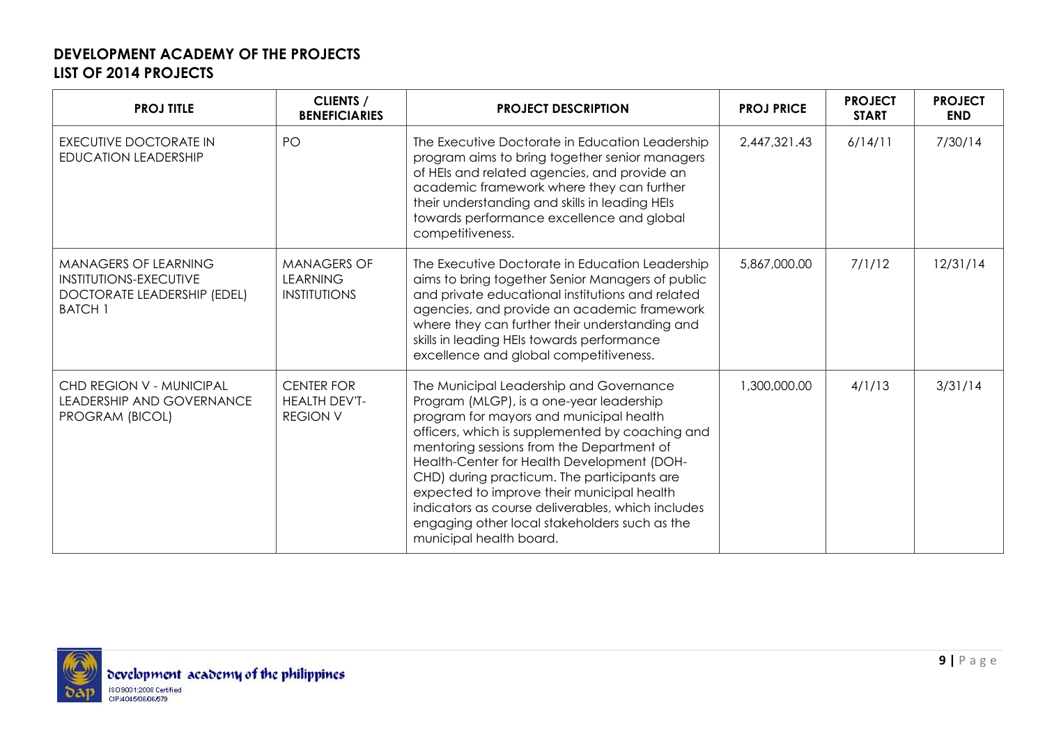**DEVELOPMENT ACADEMY OF THE PROJECTS**
**LIST OF 2014 PROJECTS**

| PROJ TITLE | CLIENTS / BENEFICIARIES | PROJECT DESCRIPTION | PROJ PRICE | PROJECT START | PROJECT END |
|---|---|---|---|---|---|
| EXECUTIVE DOCTORATE IN EDUCATION LEADERSHIP | PO | The Executive Doctorate in Education Leadership program aims to bring together senior managers of HEIs and related agencies, and provide an academic framework where they can further their understanding and skills in leading HEIs towards performance excellence and global competitiveness. | 2,447,321.43 | 6/14/11 | 7/30/14 |
| MANAGERS OF LEARNING INSTITUTIONS-EXECUTIVE DOCTORATE LEADERSHIP (EDEL) BATCH 1 | MANAGERS OF LEARNING INSTITUTIONS | The Executive Doctorate in Education Leadership aims to bring together Senior Managers of public and private educational institutions and related agencies, and provide an academic framework where they can further their understanding and skills in leading HEIs towards performance excellence and global competitiveness. | 5,867,000.00 | 7/1/12 | 12/31/14 |
| CHD REGION V - MUNICIPAL LEADERSHIP AND GOVERNANCE PROGRAM (BICOL) | CENTER FOR HEALTH DEV'T-REGION V | The Municipal Leadership and Governance Program (MLGP), is a one-year leadership program for mayors and municipal health officers, which is supplemented by coaching and mentoring sessions from the Department of Health-Center for Health Development (DOH-CHD) during practicum. The participants are expected to improve their municipal health indicators as course deliverables, which includes engaging other local stakeholders such as the municipal health board. | 1,300,000.00 | 4/1/13 | 3/31/14 |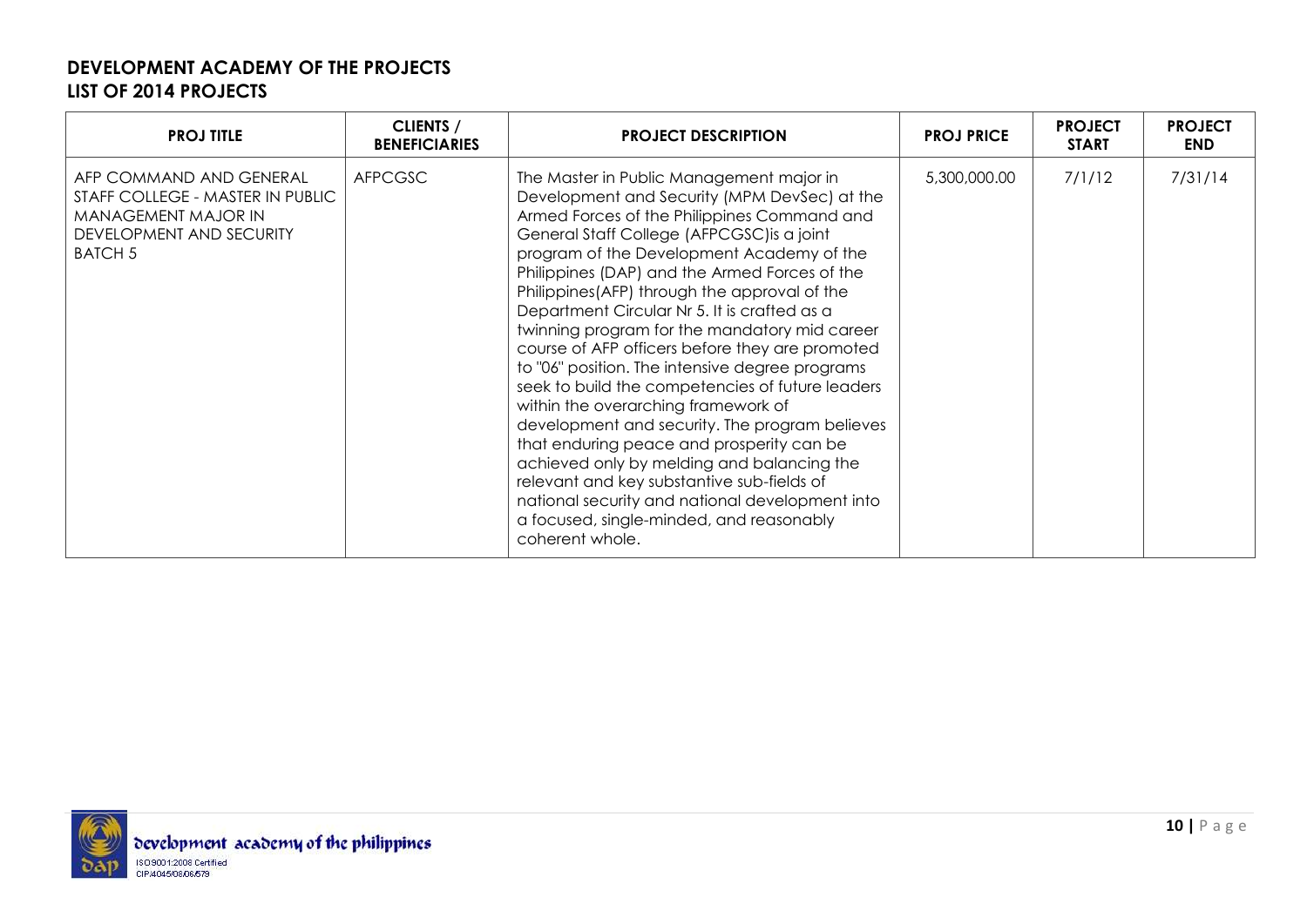**DEVELOPMENT ACADEMY OF THE PROJECTS**
**LIST OF 2014 PROJECTS**

| PROJ TITLE | CLIENTS / BENEFICIARIES | PROJECT DESCRIPTION | PROJ PRICE | PROJECT START | PROJECT END |
|---|---|---|---|---|---|
| AFP COMMAND AND GENERAL STAFF COLLEGE - MASTER IN PUBLIC MANAGEMENT MAJOR IN DEVELOPMENT AND SECURITY BATCH 5 | AFPCGSC | The Master in Public Management major in Development and Security (MPM DevSec) at the Armed Forces of the Philippines Command and General Staff College (AFPCGSC)is a joint program of the Development Academy of the Philippines (DAP) and the Armed Forces of the Philippines(AFP) through the approval of the Department Circular Nr 5. It is crafted as a twinning program for the mandatory mid career course of AFP officers before they are promoted to "06" position. The intensive degree programs seek to build the competencies of future leaders within the overarching framework of development and security. The program believes that enduring peace and prosperity can be achieved only by melding and balancing the relevant and key substantive sub-fields of national security and national development into a focused, single-minded, and reasonably coherent whole. | 5,300,000.00 | 7/1/12 | 7/31/14 |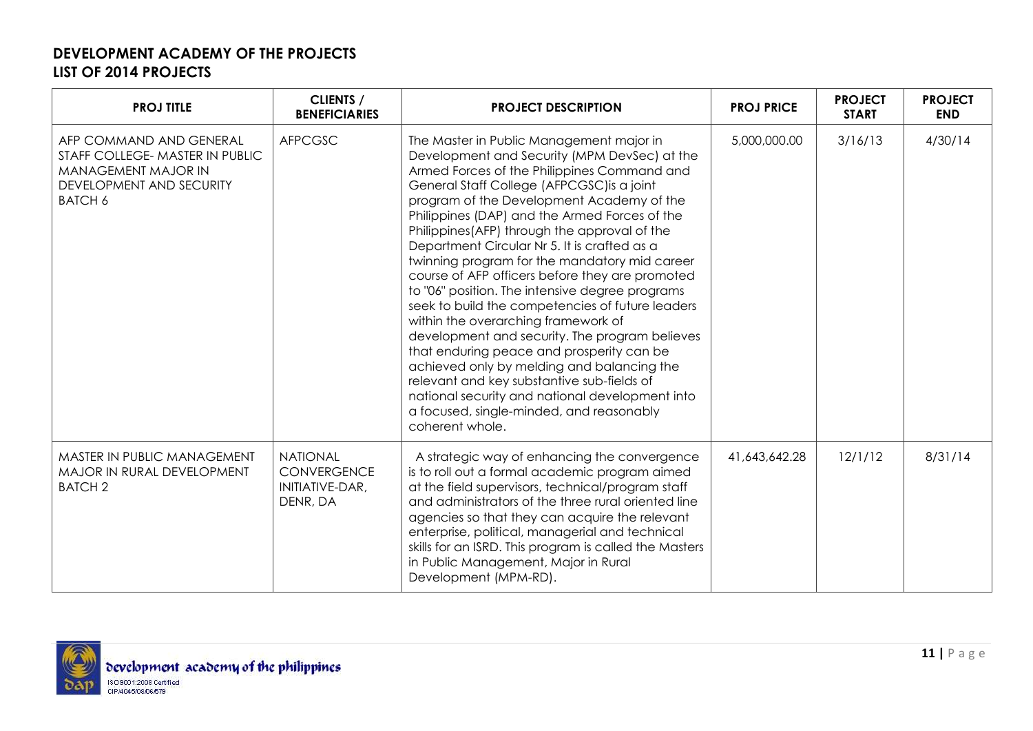## DEVELOPMENT ACADEMY OF THE PROJECTS
## LIST OF 2014 PROJECTS

| PROJ TITLE | CLIENTS / BENEFICIARIES | PROJECT DESCRIPTION | PROJ PRICE | PROJECT START | PROJECT END |
|---|---|---|---|---|---|
| AFP COMMAND AND GENERAL STAFF COLLEGE- MASTER IN PUBLIC MANAGEMENT MAJOR IN DEVELOPMENT AND SECURITY BATCH 6 | AFPCGSC | The Master in Public Management major in Development and Security (MPM DevSec) at the Armed Forces of the Philippines Command and General Staff College (AFPCGSC)is a joint program of the Development Academy of the Philippines (DAP) and the Armed Forces of the Philippines(AFP) through the approval of the Department Circular Nr 5. It is crafted as a twinning program for the mandatory mid career course of AFP officers before they are promoted to "06" position. The intensive degree programs seek to build the competencies of future leaders within the overarching framework of development and security. The program believes that enduring peace and prosperity can be achieved only by melding and balancing the relevant and key substantive sub-fields of national security and national development into a focused, single-minded, and reasonably coherent whole. | 5,000,000.00 | 3/16/13 | 4/30/14 |
| MASTER IN PUBLIC MANAGEMENT MAJOR IN RURAL DEVELOPMENT BATCH 2 | NATIONAL CONVERGENCE INITIATIVE-DAR, DENR, DA | A strategic way of enhancing the convergence is to roll out a formal academic program aimed at the field supervisors, technical/program staff and administrators of the three rural oriented line agencies so that they can acquire the relevant enterprise, political, managerial and technical skills for an ISRD. This program is called the Masters in Public Management, Major in Rural Development (MPM-RD). | 41,643,642.28 | 12/1/12 | 8/31/14 |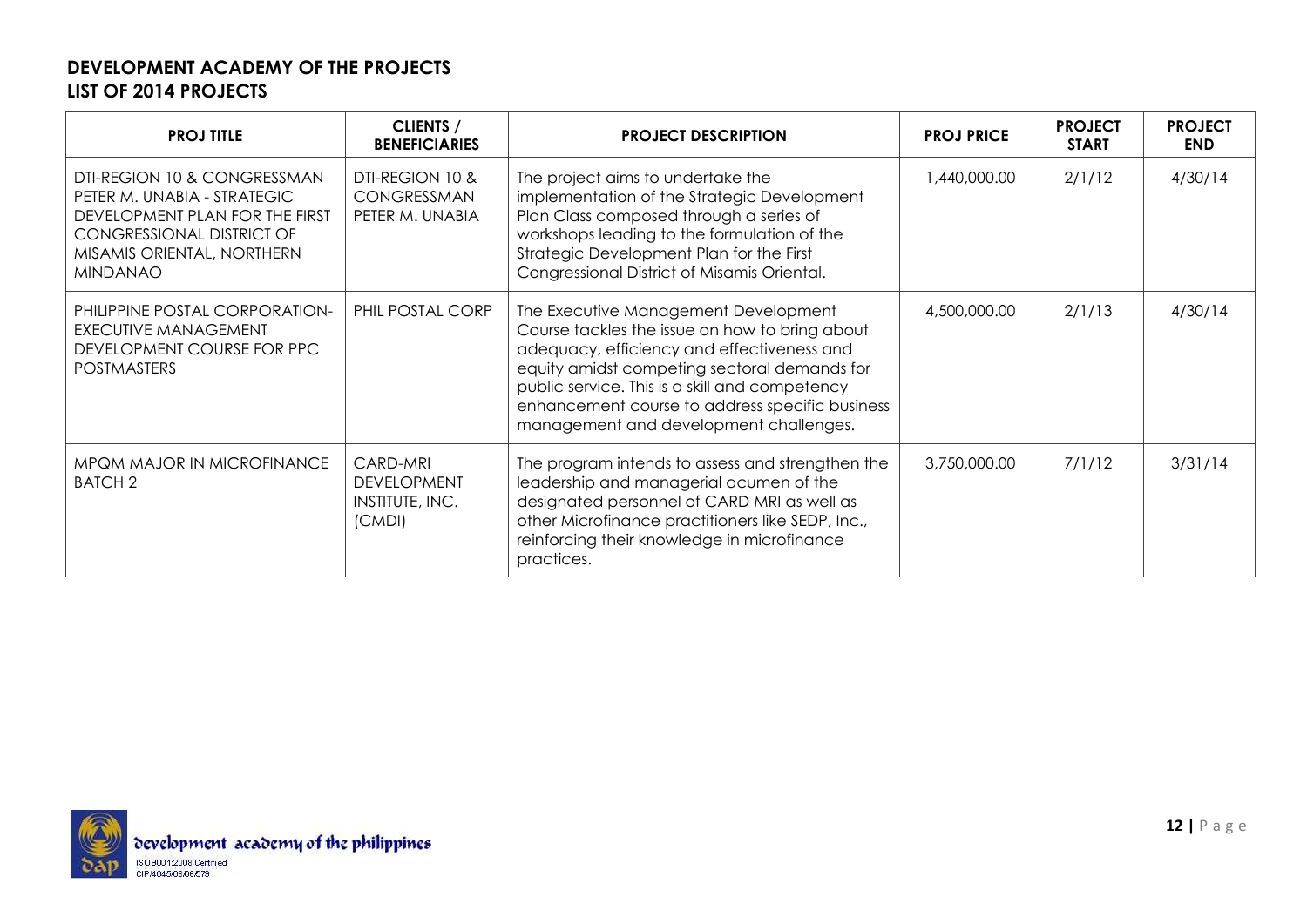## DEVELOPMENT ACADEMY OF THE PROJECTS
## LIST OF 2014 PROJECTS

| PROJ TITLE | CLIENTS / BENEFICIARIES | PROJECT DESCRIPTION | PROJ PRICE | PROJECT START | PROJECT END |
|---|---|---|---|---|---|
| DTI-REGION 10 & CONGRESSMAN PETER M. UNABIA - STRATEGIC DEVELOPMENT PLAN FOR THE FIRST CONGRESSIONAL DISTRICT OF MISAMIS ORIENTAL, NORTHERN MINDANAO | DTI-REGION 10 & CONGRESSMAN PETER M. UNABIA | The project aims to undertake the implementation of the Strategic Development Plan Class composed through a series of workshops leading to the formulation of the Strategic Development Plan for the First Congressional District of Misamis Oriental. | 1,440,000.00 | 2/1/12 | 4/30/14 |
| PHILIPPINE POSTAL CORPORATION-EXECUTIVE MANAGEMENT DEVELOPMENT COURSE FOR PPC POSTMASTERS | PHIL POSTAL CORP | The Executive Management Development Course tackles the issue on how to bring about adequacy, efficiency and effectiveness and equity amidst competing sectoral demands for public service. This is a skill and competency enhancement course to address specific business management and development challenges. | 4,500,000.00 | 2/1/13 | 4/30/14 |
| MPQM MAJOR IN MICROFINANCE BATCH 2 | CARD-MRI DEVELOPMENT INSTITUTE, INC. (CMDI) | The program intends to assess and strengthen the leadership and managerial acumen of the designated personnel of CARD MRI as well as other Microfinance practitioners like SEDP, Inc., reinforcing their knowledge in microfinance practices. | 3,750,000.00 | 7/1/12 | 3/31/14 |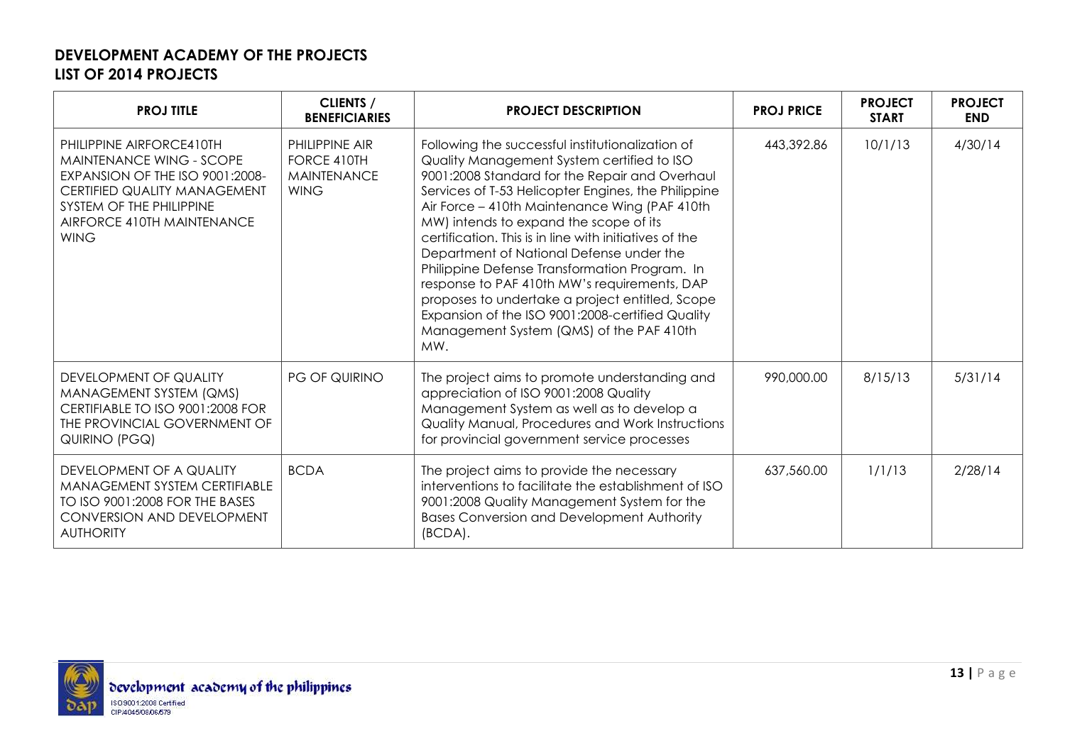**DEVELOPMENT ACADEMY OF THE PROJECTS**
**LIST OF 2014 PROJECTS**

| PROJ TITLE | CLIENTS / BENEFICIARIES | PROJECT DESCRIPTION | PROJ PRICE | PROJECT START | PROJECT END |
|---|---|---|---|---|---|
| PHILIPPINE AIRFORCE410TH MAINTENANCE WING - SCOPE EXPANSION OF THE ISO 9001:2008-CERTIFIED QUALITY MANAGEMENT SYSTEM OF THE PHILIPPINE AIRFORCE 410TH MAINTENANCE WING | PHILIPPINE AIR FORCE 410TH MAINTENANCE WING | Following the successful institutionalization of Quality Management System certified to ISO 9001:2008 Standard for the Repair and Overhaul Services of T-53 Helicopter Engines, the Philippine Air Force – 410th Maintenance Wing (PAF 410th MW) intends to expand the scope of its certification. This is in line with initiatives of the Department of National Defense under the Philippine Defense Transformation Program. In response to PAF 410th MW's requirements, DAP proposes to undertake a project entitled, Scope Expansion of the ISO 9001:2008-certified Quality Management System (QMS) of the PAF 410th MW. | 443,392.86 | 10/1/13 | 4/30/14 |
| DEVELOPMENT OF QUALITY MANAGEMENT SYSTEM (QMS) CERTIFIABLE TO ISO 9001:2008 FOR THE PROVINCIAL GOVERNMENT OF QUIRINO (PGQ) | PG OF QUIRINO | The project aims to promote understanding and appreciation of ISO 9001:2008 Quality Management System as well as to develop a Quality Manual, Procedures and Work Instructions for provincial government service processes | 990,000.00 | 8/15/13 | 5/31/14 |
| DEVELOPMENT OF A QUALITY MANAGEMENT SYSTEM CERTIFIABLE TO ISO 9001:2008 FOR THE BASES CONVERSION AND DEVELOPMENT AUTHORITY | BCDA | The project aims to provide the necessary interventions to facilitate the establishment of ISO 9001:2008 Quality Management System for the Bases Conversion and Development Authority (BCDA). | 637,560.00 | 1/1/13 | 2/28/14 |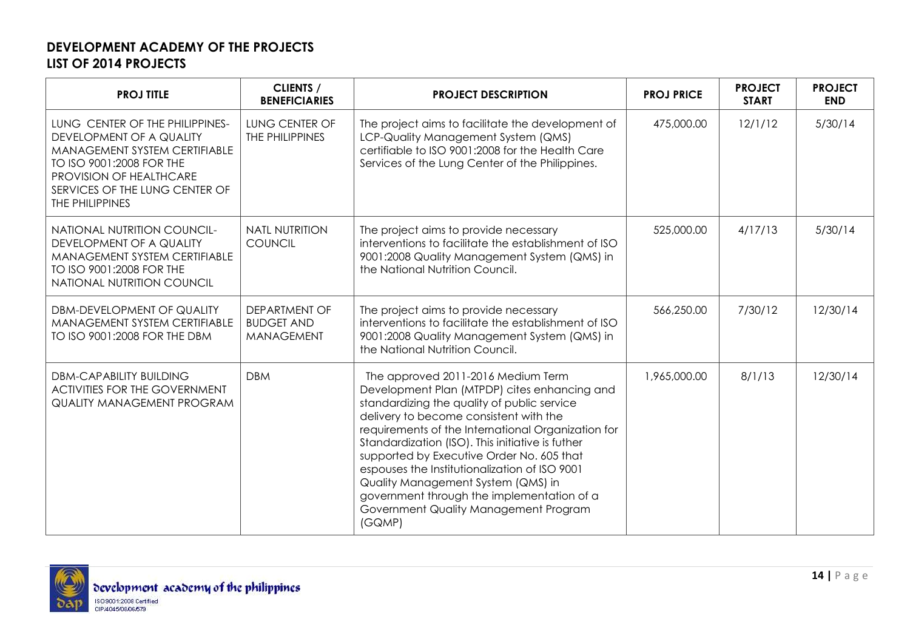## DEVELOPMENT ACADEMY OF THE PROJECTS
## LIST OF 2014 PROJECTS

| PROJ TITLE | CLIENTS / BENEFICIARIES | PROJECT DESCRIPTION | PROJ PRICE | PROJECT START | PROJECT END |
|---|---|---|---|---|---|
| LUNG CENTER OF THE PHILIPPINES-DEVELOPMENT OF A QUALITY MANAGEMENT SYSTEM CERTIFIABLE TO ISO 9001:2008 FOR THE PROVISION OF HEALTHCARE SERVICES OF THE LUNG CENTER OF THE PHILIPPINES | LUNG CENTER OF THE PHILIPPINES | The project aims to facilitate the development of LCP-Quality Management System (QMS) certifiable to ISO 9001:2008 for the Health Care Services of the Lung Center of the Philippines. | 475,000.00 | 12/1/12 | 5/30/14 |
| NATIONAL NUTRITION COUNCIL-DEVELOPMENT OF A QUALITY MANAGEMENT SYSTEM CERTIFIABLE TO ISO 9001:2008 FOR THE NATIONAL NUTRITION COUNCIL | NATL NUTRITION COUNCIL | The project aims to provide necessary interventions to facilitate the establishment of ISO 9001:2008 Quality Management System (QMS) in the National Nutrition Council. | 525,000.00 | 4/17/13 | 5/30/14 |
| DBM-DEVELOPMENT OF QUALITY MANAGEMENT SYSTEM CERTIFIABLE TO ISO 9001:2008 FOR THE DBM | DEPARTMENT OF BUDGET AND MANAGEMENT | The project aims to provide necessary interventions to facilitate the establishment of ISO 9001:2008 Quality Management System (QMS) in the National Nutrition Council. | 566,250.00 | 7/30/12 | 12/30/14 |
| DBM-CAPABILITY BUILDING ACTIVITIES FOR THE GOVERNMENT QUALITY MANAGEMENT PROGRAM | DBM | The approved 2011-2016 Medium Term Development Plan (MTPDP) cites enhancing and standardizing the quality of public service delivery to become consistent with the requirements of the International Organization for Standardization (ISO). This initiative is futher supported by Executive Order No. 605 that espouses the Institutionalization of ISO 9001 Quality Management System (QMS) in government through the implementation of a Government Quality Management Program (GQMP) | 1,965,000.00 | 8/1/13 | 12/30/14 |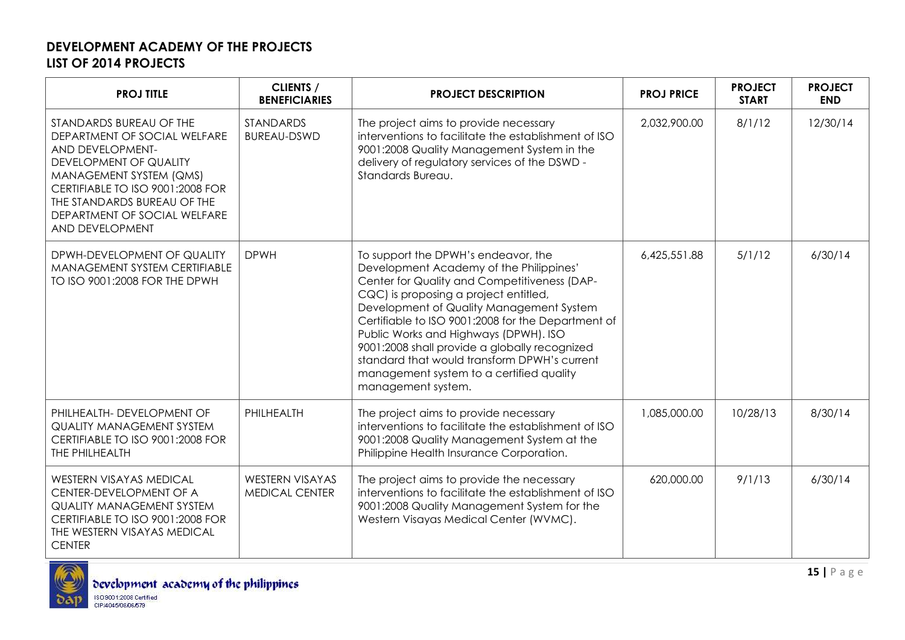**DEVELOPMENT ACADEMY OF THE PROJECTS**
**LIST OF 2014 PROJECTS**

| PROJ TITLE | CLIENTS / BENEFICIARIES | PROJECT DESCRIPTION | PROJ PRICE | PROJECT START | PROJECT END |
|---|---|---|---|---|---|
| STANDARDS BUREAU OF THE DEPARTMENT OF SOCIAL WELFARE AND DEVELOPMENT-DEVELOPMENT OF QUALITY MANAGEMENT SYSTEM (QMS) CERTIFIABLE TO ISO 9001:2008 FOR THE STANDARDS BUREAU OF THE DEPARTMENT OF SOCIAL WELFARE AND DEVELOPMENT | STANDARDS BUREAU-DSWD | The project aims to provide necessary interventions to facilitate the establishment of ISO 9001:2008 Quality Management System in the delivery of regulatory services of the DSWD - Standards Bureau. | 2,032,900.00 | 8/1/12 | 12/30/14 |
| DPWH-DEVELOPMENT OF QUALITY MANAGEMENT SYSTEM CERTIFIABLE TO ISO 9001:2008 FOR THE DPWH | DPWH | To support the DPWH's endeavor, the Development Academy of the Philippines' Center for Quality and Competitiveness (DAP-CQC) is proposing a project entitled, Development of Quality Management System Certifiable to ISO 9001:2008 for the Department of Public Works and Highways (DPWH). ISO 9001:2008 shall provide a globally recognized standard that would transform DPWH's current management system to a certified quality management system. | 6,425,551.88 | 5/1/12 | 6/30/14 |
| PHILHEALTH- DEVELOPMENT OF QUALITY MANAGEMENT SYSTEM CERTIFIABLE TO ISO 9001:2008 FOR THE PHILHEALTH | PHILHEALTH | The project aims to provide necessary interventions to facilitate the establishment of ISO 9001:2008 Quality Management System at the Philippine Health Insurance Corporation. | 1,085,000.00 | 10/28/13 | 8/30/14 |
| WESTERN VISAYAS MEDICAL CENTER-DEVELOPMENT OF A QUALITY MANAGEMENT SYSTEM CERTIFIABLE TO ISO 9001:2008 FOR THE WESTERN VISAYAS MEDICAL CENTER | WESTERN VISAYAS MEDICAL CENTER | The project aims to provide the necessary interventions to facilitate the establishment of ISO 9001:2008 Quality Management System for the Western Visayas Medical Center (WVMC). | 620,000.00 | 9/1/13 | 6/30/14 |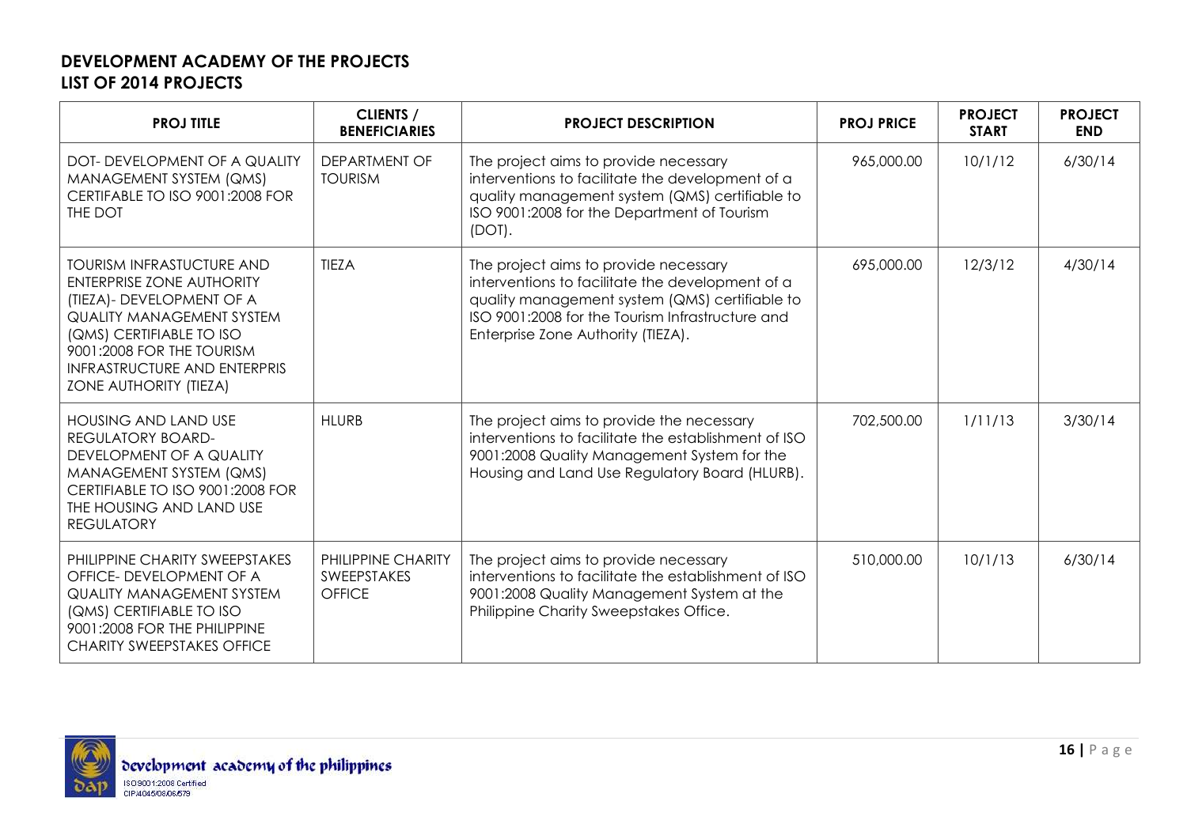**DEVELOPMENT ACADEMY OF THE PROJECTS**
**LIST OF 2014 PROJECTS**

| PROJ TITLE | CLIENTS / BENEFICIARIES | PROJECT DESCRIPTION | PROJ PRICE | PROJECT START | PROJECT END |
|---|---|---|---|---|---|
| DOT- DEVELOPMENT OF A QUALITY MANAGEMENT SYSTEM (QMS) CERTIFABLE TO ISO 9001:2008 FOR THE DOT | DEPARTMENT OF TOURISM | The project aims to provide necessary interventions to facilitate the development of a quality management system (QMS) certifiable to ISO 9001:2008 for the Department of Tourism (DOT). | 965,000.00 | 10/1/12 | 6/30/14 |
| TOURISM INFRASTUCTURE AND ENTERPRISE ZONE AUTHORITY (TIEZA)- DEVELOPMENT OF A QUALITY MANAGEMENT SYSTEM (QMS) CERTIFIABLE TO ISO 9001:2008 FOR THE TOURISM INFRASTRUCTURE AND ENTERPRIS ZONE AUTHORITY (TIEZA) | TIEZA | The project aims to provide necessary interventions to facilitate the development of a quality management system (QMS) certifiable to ISO 9001:2008 for the Tourism Infrastructure and Enterprise Zone Authority (TIEZA). | 695,000.00 | 12/3/12 | 4/30/14 |
| HOUSING AND LAND USE REGULATORY BOARD- DEVELOPMENT OF A QUALITY MANAGEMENT SYSTEM (QMS) CERTIFIABLE TO ISO 9001:2008 FOR THE HOUSING AND LAND USE REGULATORY | HLURB | The project aims to provide the necessary interventions to facilitate the establishment of ISO 9001:2008 Quality Management System for the Housing and Land Use Regulatory Board (HLURB). | 702,500.00 | 1/11/13 | 3/30/14 |
| PHILIPPINE CHARITY SWEEPSTAKES OFFICE- DEVELOPMENT OF A QUALITY MANAGEMENT SYSTEM (QMS) CERTIFIABLE TO ISO 9001:2008 FOR THE PHILIPPINE CHARITY SWEEPSTAKES OFFICE | PHILIPPINE CHARITY SWEEPSTAKES OFFICE | The project aims to provide necessary interventions to facilitate the establishment of ISO 9001:2008 Quality Management System at the Philippine Charity Sweepstakes Office. | 510,000.00 | 10/1/13 | 6/30/14 |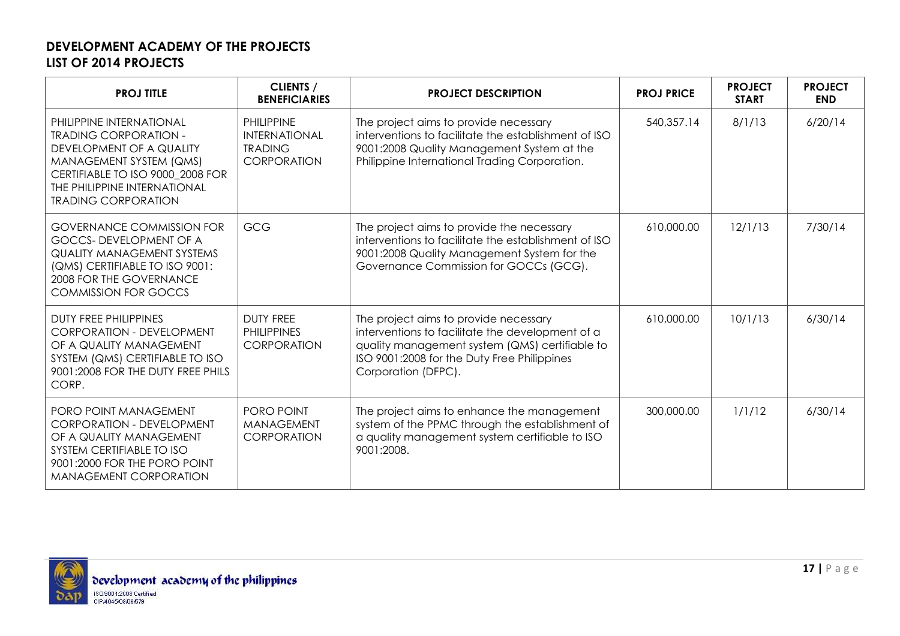## DEVELOPMENT ACADEMY OF THE PROJECTS
## LIST OF 2014 PROJECTS

| PROJ TITLE | CLIENTS / BENEFICIARIES | PROJECT DESCRIPTION | PROJ PRICE | PROJECT START | PROJECT END |
|---|---|---|---|---|---|
| PHILIPPINE INTERNATIONAL TRADING CORPORATION - DEVELOPMENT OF A QUALITY MANAGEMENT SYSTEM (QMS) CERTIFIABLE TO ISO 9000_2008 FOR THE PHILIPPINE INTERNATIONAL TRADING CORPORATION | PHILIPPINE INTERNATIONAL TRADING CORPORATION | The project aims to provide necessary interventions to facilitate the establishment of ISO 9001:2008 Quality Management System at the Philippine International Trading Corporation. | 540,357.14 | 8/1/13 | 6/20/14 |
| GOVERNANCE COMMISSION FOR GOCCS- DEVELOPMENT OF A QUALITY MANAGEMENT SYSTEMS (QMS) CERTIFIABLE TO ISO 9001: 2008 FOR THE GOVERNANCE COMMISSION FOR GOCCS | GCG | The project aims to provide the necessary interventions to facilitate the establishment of ISO 9001:2008 Quality Management System for the Governance Commission for GOCCs (GCG). | 610,000.00 | 12/1/13 | 7/30/14 |
| DUTY FREE PHILIPPINES CORPORATION - DEVELOPMENT OF A QUALITY MANAGEMENT SYSTEM (QMS) CERTIFIABLE TO ISO 9001:2008 FOR THE DUTY FREE PHILS CORP. | DUTY FREE PHILIPPINES CORPORATION | The project aims to provide necessary interventions to facilitate the development of a quality management system (QMS) certifiable to ISO 9001:2008 for the Duty Free Philippines Corporation (DFPC). | 610,000.00 | 10/1/13 | 6/30/14 |
| PORO POINT MANAGEMENT CORPORATION - DEVELOPMENT OF A QUALITY MANAGEMENT SYSTEM CERTIFIABLE TO ISO 9001:2000 FOR THE PORO POINT MANAGEMENT CORPORATION | PORO POINT MANAGEMENT CORPORATION | The project aims to enhance the management system of the PPMC through the establishment of a quality management system certifiable to ISO 9001:2008. | 300,000.00 | 1/1/12 | 6/30/14 |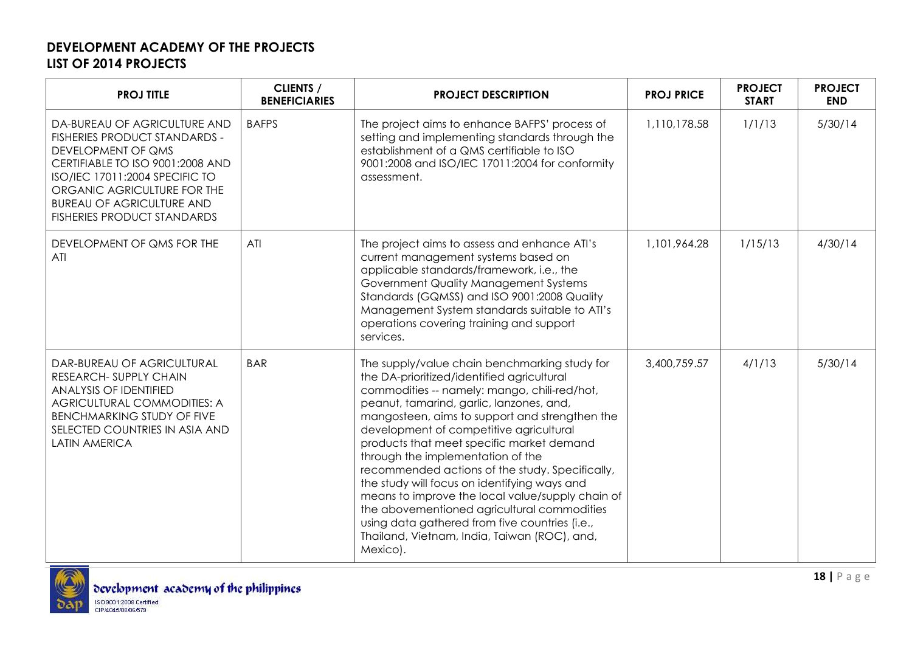**DEVELOPMENT ACADEMY OF THE PROJECTS**
**LIST OF 2014 PROJECTS**

| PROJ TITLE | CLIENTS / BENEFICIARIES | PROJECT DESCRIPTION | PROJ PRICE | PROJECT START | PROJECT END |
|---|---|---|---|---|---|
| DA-BUREAU OF AGRICULTURE AND FISHERIES PRODUCT STANDARDS - DEVELOPMENT OF QMS CERTIFIABLE TO ISO 9001:2008 AND ISO/IEC 17011:2004 SPECIFIC TO ORGANIC AGRICULTURE FOR THE BUREAU OF AGRICULTURE AND FISHERIES PRODUCT STANDARDS | BAFPS | The project aims to enhance BAFPS' process of setting and implementing standards through the establishment of a QMS certifiable to ISO 9001:2008 and ISO/IEC 17011:2004 for conformity assessment. | 1,110,178.58 | 1/1/13 | 5/30/14 |
| DEVELOPMENT OF QMS FOR THE ATI | ATI | The project aims to assess and enhance ATI's current management systems based on applicable standards/framework, i.e., the Government Quality Management Systems Standards (GQMSS) and ISO 9001:2008 Quality Management System standards suitable to ATI's operations covering training and support services. | 1,101,964.28 | 1/15/13 | 4/30/14 |
| DAR-BUREAU OF AGRICULTURAL RESEARCH- SUPPLY CHAIN ANALYSIS OF IDENTIFIED AGRICULTURAL COMMODITIES: A BENCHMARKING STUDY OF FIVE SELECTED COUNTRIES IN ASIA AND LATIN AMERICA | BAR | The supply/value chain benchmarking study for the DA-prioritized/identified agricultural commodities -- namely: mango, chili-red/hot, peanut, tamarind, garlic, lanzones, and, mangosteen, aims to support and strengthen the development of competitive agricultural products that meet specific market demand through the implementation of the recommended actions of the study. Specifically, the study will focus on identifying ways and means to improve the local value/supply chain of the abovementioned agricultural commodities using data gathered from five countries (i.e., Thailand, Vietnam, India, Taiwan (ROC), and, Mexico). | 3,400,759.57 | 4/1/13 | 5/30/14 |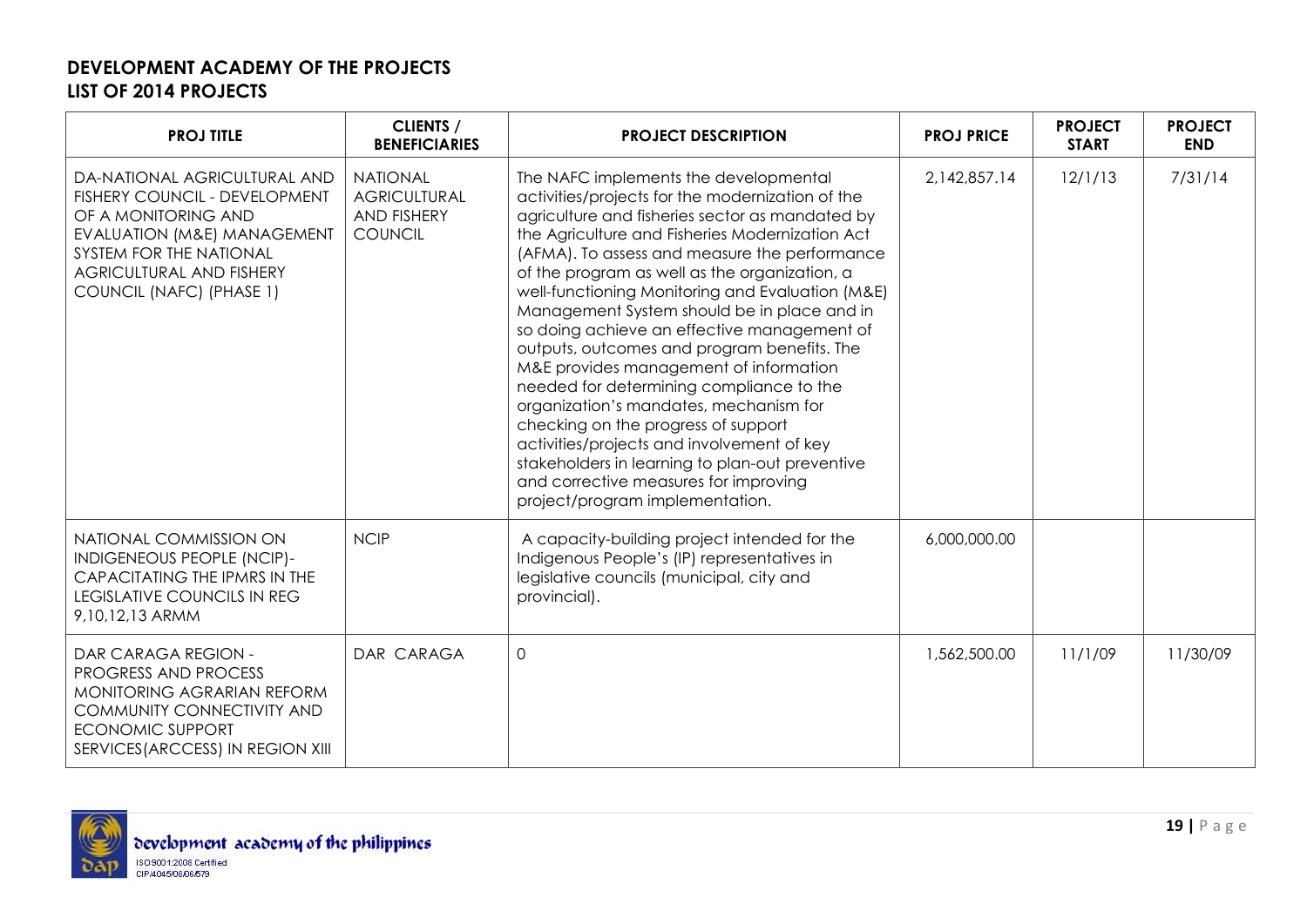**DEVELOPMENT ACADEMY OF THE PROJECTS**
**LIST OF 2014 PROJECTS**

| PROJ TITLE | CLIENTS / BENEFICIARIES | PROJECT DESCRIPTION | PROJ PRICE | PROJECT START | PROJECT END |
|---|---|---|---|---|---|
| DA-NATIONAL AGRICULTURAL AND FISHERY COUNCIL - DEVELOPMENT OF A MONITORING AND EVALUATION (M&E) MANAGEMENT SYSTEM FOR THE NATIONAL AGRICULTURAL AND FISHERY COUNCIL (NAFC) (PHASE 1) | NATIONAL AGRICULTURAL AND FISHERY COUNCIL | The NAFC implements the developmental activities/projects for the modernization of the agriculture and fisheries sector as mandated by the Agriculture and Fisheries Modernization Act (AFMA). To assess and measure the performance of the program as well as the organization, a well-functioning Monitoring and Evaluation (M&E) Management System should be in place and in so doing achieve an effective management of outputs, outcomes and program benefits. The M&E provides management of information needed for determining compliance to the organization's mandates, mechanism for checking on the progress of support activities/projects and involvement of key stakeholders in learning to plan-out preventive and corrective measures for improving project/program implementation. | 2,142,857.14 | 12/1/13 | 7/31/14 |
| NATIONAL COMMISSION ON INDIGENEOUS PEOPLE (NCIP)- CAPACITATING THE IPMRS IN THE LEGISLATIVE COUNCILS IN REG 9,10,12,13 ARMM | NCIP | A capacity-building project intended for the Indigenous People's (IP) representatives in legislative councils (municipal, city and provincial). | 6,000,000.00 | | |
| DAR CARAGA REGION - PROGRESS AND PROCESS MONITORING AGRARIAN REFORM COMMUNITY CONNECTIVITY AND ECONOMIC SUPPORT SERVICES(ARCCESS) IN REGION XIII | DAR CARAGA | 0 | 1,562,500.00 | 11/1/09 | 11/30/09 |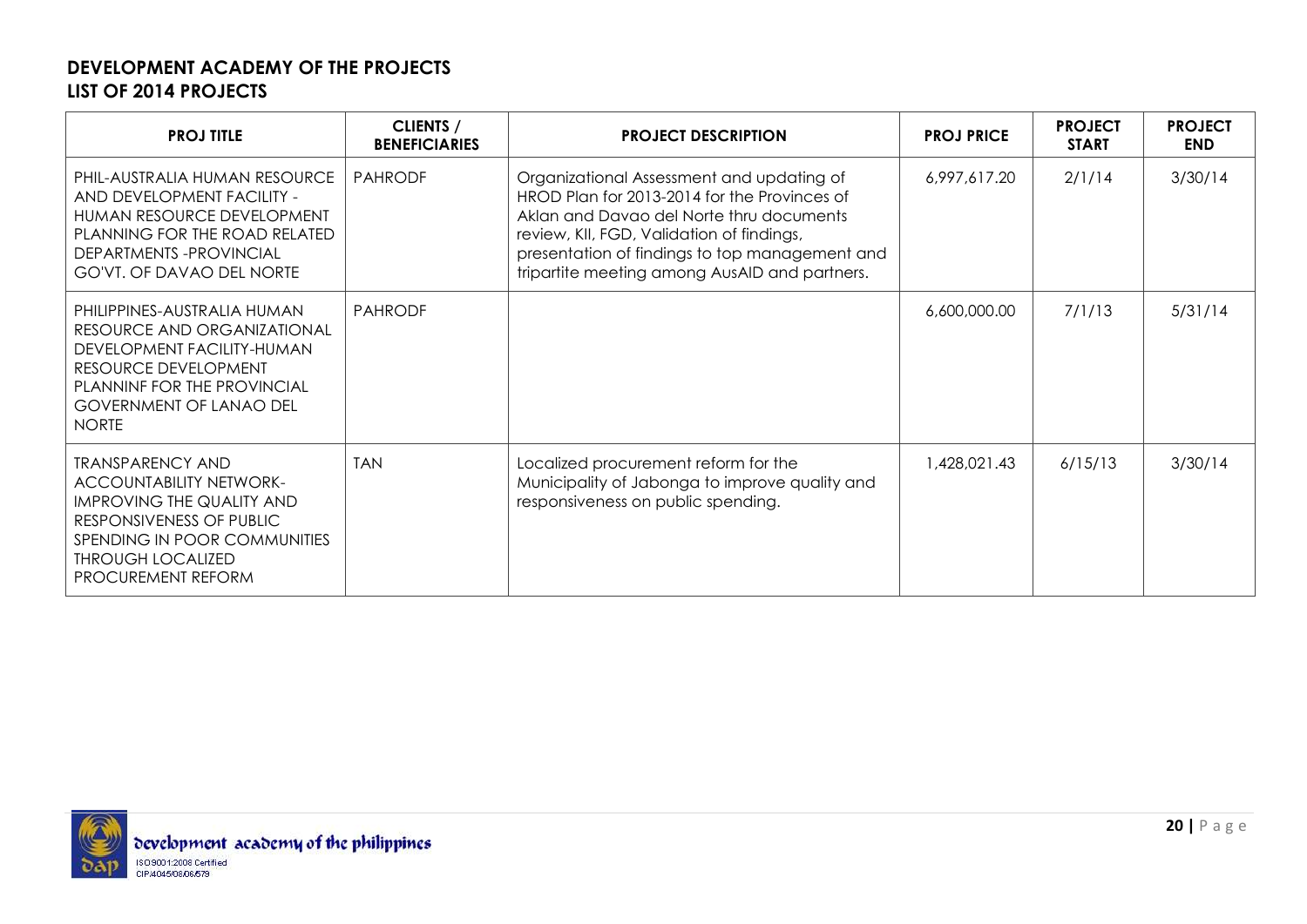## DEVELOPMENT ACADEMY OF THE PROJECTS
## LIST OF 2014 PROJECTS

| PROJ TITLE | CLIENTS / BENEFICIARIES | PROJECT DESCRIPTION | PROJ PRICE | PROJECT START | PROJECT END |
|---|---|---|---|---|---|
| PHIL-AUSTRALIA HUMAN RESOURCE AND DEVELOPMENT FACILITY - HUMAN RESOURCE DEVELOPMENT PLANNING FOR THE ROAD RELATED DEPARTMENTS -PROVINCIAL GO'VT. OF DAVAO DEL NORTE | PAHRODF | Organizational Assessment and updating of HROD Plan for 2013-2014 for the Provinces of Aklan and Davao del Norte thru documents review, KII, FGD, Validation of findings, presentation of findings to top management and tripartite meeting among AusAID and partners. | 6,997,617.20 | 2/1/14 | 3/30/14 |
| PHILIPPINES-AUSTRALIA HUMAN RESOURCE AND ORGANIZATIONAL DEVELOPMENT FACILITY-HUMAN RESOURCE DEVELOPMENT PLANNINF FOR THE PROVINCIAL GOVERNMENT OF LANAO DEL NORTE | PAHRODF | | 6,600,000.00 | 7/1/13 | 5/31/14 |
| TRANSPARENCY AND ACCOUNTABILITY NETWORK- IMPROVING THE QUALITY AND RESPONSIVENESS OF PUBLIC SPENDING IN POOR COMMUNITIES THROUGH LOCALIZED PROCUREMENT REFORM | TAN | Localized procurement reform for the Municipality of Jabonga to improve quality and responsiveness on public spending. | 1,428,021.43 | 6/15/13 | 3/30/14 |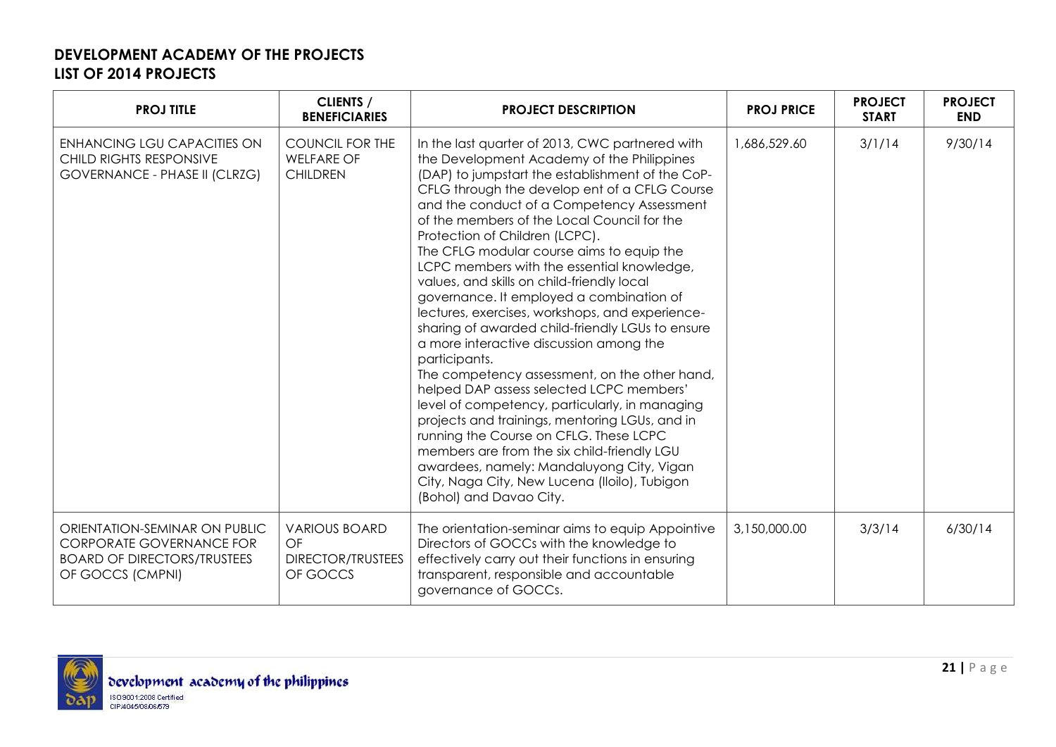## DEVELOPMENT ACADEMY OF THE PROJECTS
## LIST OF 2014 PROJECTS

| PROJ TITLE | CLIENTS / BENEFICIARIES | PROJECT DESCRIPTION | PROJ PRICE | PROJECT START | PROJECT END |
|---|---|---|---|---|---|
| ENHANCING LGU CAPACITIES ON CHILD RIGHTS RESPONSIVE GOVERNANCE - PHASE II (CLRZG) | COUNCIL FOR THE WELFARE OF CHILDREN | In the last quarter of 2013, CWC partnered with the Development Academy of the Philippines (DAP) to jumpstart the establishment of the CoP-CFLG through the develop ent of a CFLG Course and the conduct of a Competency Assessment of the members of the Local Council for the Protection of Children (LCPC). The CFLG modular course aims to equip the LCPC members with the essential knowledge, values, and skills on child-friendly local governance. It employed a combination of lectures, exercises, workshops, and experience-sharing of awarded child-friendly LGUs to ensure a more interactive discussion among the participants. The competency assessment, on the other hand, helped DAP assess selected LCPC members' level of competency, particularly, in managing projects and trainings, mentoring LGUs, and in running the Course on CFLG. These LCPC members are from the six child-friendly LGU awardees, namely: Mandaluyong City, Vigan City, Naga City, New Lucena (Iloilo), Tubigon (Bohol) and Davao City. | 1,686,529.60 | 3/1/14 | 9/30/14 |
| ORIENTATION-SEMINAR ON PUBLIC CORPORATE GOVERNANCE FOR BOARD OF DIRECTORS/TRUSTEES OF GOCCS (CMPNI) | VARIOUS BOARD OF DIRECTOR/TRUSTEES OF GOCCS | The orientation-seminar aims to equip Appointive Directors of GOCCs with the knowledge to effectively carry out their functions in ensuring transparent, responsible and accountable governance of GOCCs. | 3,150,000.00 | 3/3/14 | 6/30/14 |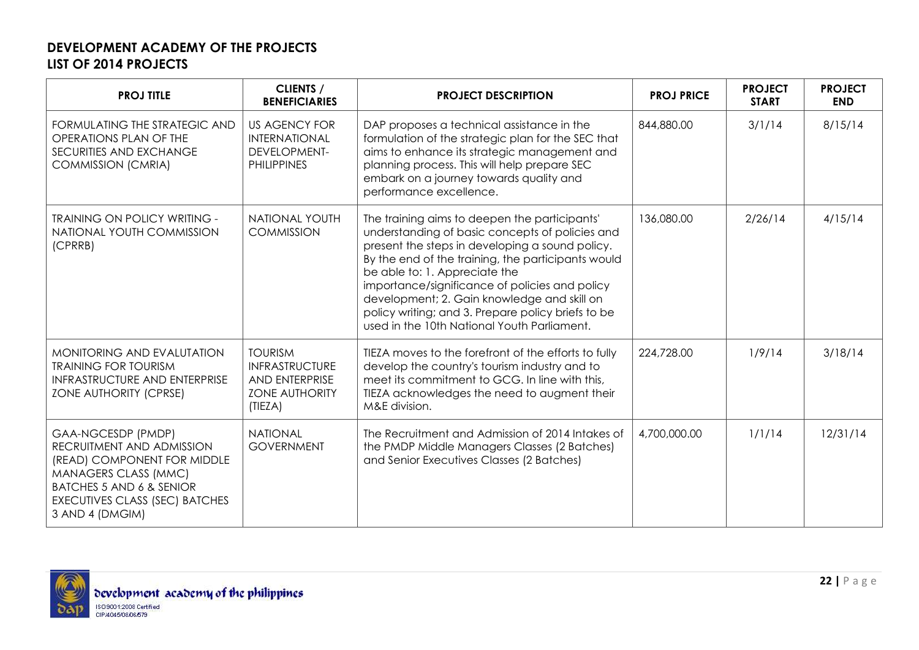**DEVELOPMENT ACADEMY OF THE PROJECTS**
**LIST OF 2014 PROJECTS**

| PROJ TITLE | CLIENTS / BENEFICIARIES | PROJECT DESCRIPTION | PROJ PRICE | PROJECT START | PROJECT END |
|---|---|---|---|---|---|
| FORMULATING THE STRATEGIC AND OPERATIONS PLAN OF THE SECURITIES AND EXCHANGE COMMISSION (CMRIA) | US AGENCY FOR INTERNATIONAL DEVELOPMENT-PHILIPPINES | DAP proposes a technical assistance in the formulation of the strategic plan for the SEC that aims to enhance its strategic management and planning process. This will help prepare SEC embark on a journey towards quality and performance excellence. | 844,880.00 | 3/1/14 | 8/15/14 |
| TRAINING ON POLICY WRITING - NATIONAL YOUTH COMMISSION (CPRRB) | NATIONAL YOUTH COMMISSION | The training aims to deepen the participants' understanding of basic concepts of policies and present the steps in developing a sound policy. By the end of the training, the participants would be able to: 1. Appreciate the importance/significance of policies and policy development; 2. Gain knowledge and skill on policy writing; and 3. Prepare policy briefs to be used in the 10th National Youth Parliament. | 136,080.00 | 2/26/14 | 4/15/14 |
| MONITORING AND EVALUTATION TRAINING FOR TOURISM INFRASTRUCTURE AND ENTERPRISE ZONE AUTHORITY (CPRSE) | TOURISM INFRASTRUCTURE AND ENTERPRISE ZONE AUTHORITY (TIEZA) | TIEZA moves to the forefront of the efforts to fully develop the country's tourism industry and to meet its commitment to GCG. In line with this, TIEZA acknowledges the need to augment their M&E division. | 224,728.00 | 1/9/14 | 3/18/14 |
| GAA-NGCESDP (PMDP) RECRUITMENT AND ADMISSION (READ) COMPONENT FOR MIDDLE MANAGERS CLASS (MMC) BATCHES 5 AND 6 & SENIOR EXECUTIVES CLASS (SEC) BATCHES 3 AND 4 (DMGIM) | NATIONAL GOVERNMENT | The Recruitment and Admission of 2014 Intakes of the PMDP Middle Managers Classes (2 Batches) and Senior Executives Classes (2 Batches) | 4,700,000.00 | 1/1/14 | 12/31/14 |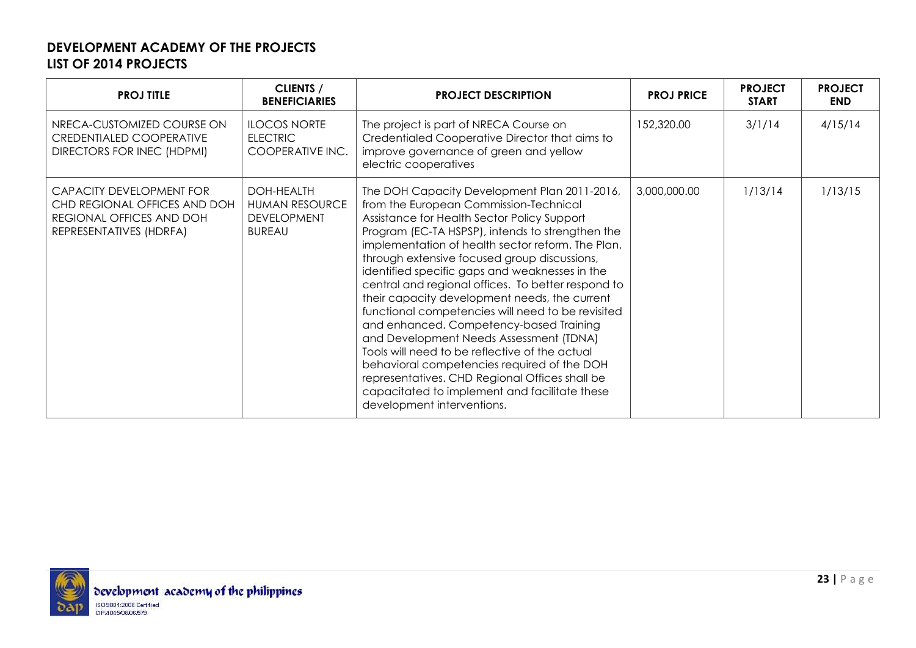## DEVELOPMENT ACADEMY OF THE PROJECTS
## LIST OF 2014 PROJECTS

| PROJ TITLE | CLIENTS / BENEFICIARIES | PROJECT DESCRIPTION | PROJ PRICE | PROJECT START | PROJECT END |
|---|---|---|---|---|---|
| NRECA-CUSTOMIZED COURSE ON CREDENTIALED COOPERATIVE DIRECTORS FOR INEC (HDPMI) | ILOCOS NORTE ELECTRIC COOPERATIVE INC. | The project is part of NRECA Course on Credentialed Cooperative Director that aims to improve governance of green and yellow electric cooperatives | 152,320.00 | 3/1/14 | 4/15/14 |
| CAPACITY DEVELOPMENT FOR CHD REGIONAL OFFICES AND DOH REGIONAL OFFICES AND DOH REPRESENTATIVES (HDRFA) | DOH-HEALTH HUMAN RESOURCE DEVELOPMENT BUREAU | The DOH Capacity Development Plan 2011-2016, from the European Commission-Technical Assistance for Health Sector Policy Support Program (EC-TA HSPSP), intends to strengthen the implementation of health sector reform. The Plan, through extensive focused group discussions, identified specific gaps and weaknesses in the central and regional offices. To better respond to their capacity development needs, the current functional competencies will need to be revisited and enhanced. Competency-based Training and Development Needs Assessment (TDNA) Tools will need to be reflective of the actual behavioral competencies required of the DOH representatives. CHD Regional Offices shall be capacitated to implement and facilitate these development interventions. | 3,000,000.00 | 1/13/14 | 1/13/15 |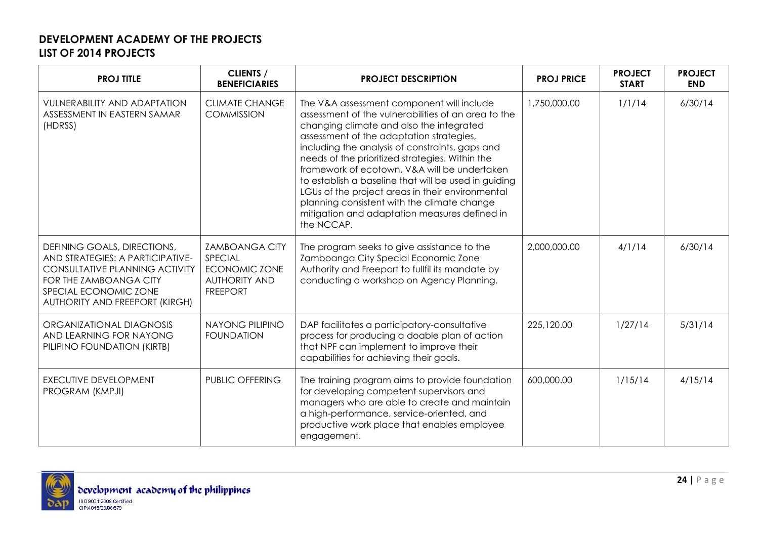## DEVELOPMENT ACADEMY OF THE PROJECTS
## LIST OF 2014 PROJECTS

| PROJ TITLE | CLIENTS / BENEFICIARIES | PROJECT DESCRIPTION | PROJ PRICE | PROJECT START | PROJECT END |
|---|---|---|---|---|---|
| VULNERABILITY AND ADAPTATION ASSESSMENT IN EASTERN SAMAR (HDRSS) | CLIMATE CHANGE COMMISSION | The V&A assessment component will include assessment of the vulnerabilities of an area to the changing climate and also the integrated assessment of the adaptation strategies, including the analysis of constraints, gaps and needs of the prioritized strategies. Within the framework of ecotown, V&A will be undertaken to establish a baseline that will be used in guiding LGUs of the project areas in their environmental planning consistent with the climate change mitigation and adaptation measures defined in the NCCAP. | 1,750,000.00 | 1/1/14 | 6/30/14 |
| DEFINING GOALS, DIRECTIONS, AND STRATEGIES: A PARTICIPATIVE-CONSULTATIVE PLANNING ACTIVITY FOR THE ZAMBOANGA CITY SPECIAL ECONOMIC ZONE AUTHORITY AND FREEPORT (KIRGH) | ZAMBOANGA CITY SPECIAL ECONOMIC ZONE AUTHORITY AND FREEPORT | The program seeks to give assistance to the Zamboanga City Special Economic Zone Authority and Freeport to fullfil its mandate by conducting a workshop on Agency Planning. | 2,000,000.00 | 4/1/14 | 6/30/14 |
| ORGANIZATIONAL DIAGNOSIS AND LEARNING FOR NAYONG PILIPINO FOUNDATION (KIRTB) | NAYONG PILIPINO FOUNDATION | DAP facilitates a participatory-consultative process for producing a doable plan of action that NPF can implement to improve their capabilities for achieving their goals. | 225,120.00 | 1/27/14 | 5/31/14 |
| EXECUTIVE DEVELOPMENT PROGRAM (KMPJI) | PUBLIC OFFERING | The training program aims to provide foundation for developing competent supervisors and managers who are able to create and maintain a high-performance, service-oriented, and productive work place that enables employee engagement. | 600,000.00 | 1/15/14 | 4/15/14 |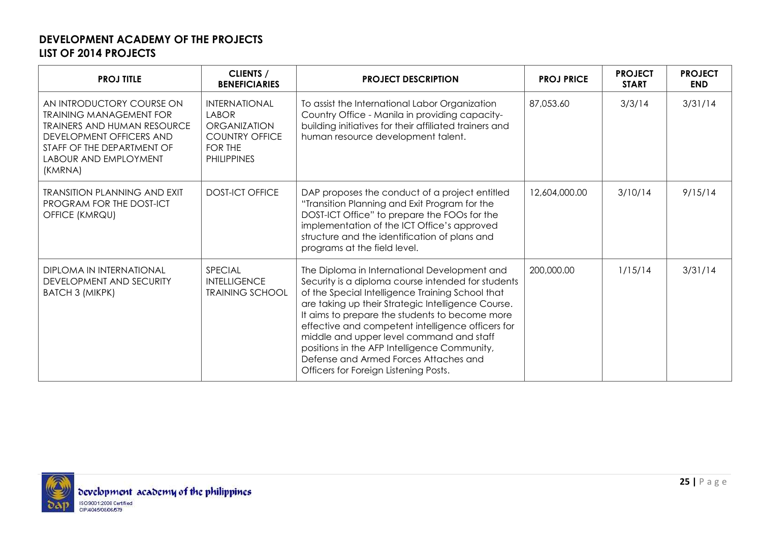## DEVELOPMENT ACADEMY OF THE PROJECTS
## LIST OF 2014 PROJECTS

| PROJ TITLE | CLIENTS / BENEFICIARIES | PROJECT DESCRIPTION | PROJ PRICE | PROJECT START | PROJECT END |
|---|---|---|---|---|---|
| AN INTRODUCTORY COURSE ON TRAINING MANAGEMENT FOR TRAINERS AND HUMAN RESOURCE DEVELOPMENT OFFICERS AND STAFF OF THE DEPARTMENT OF LABOUR AND EMPLOYMENT (KMRNA) | INTERNATIONAL LABOR ORGANIZATION COUNTRY OFFICE FOR THE PHILIPPINES | To assist the International Labor Organization Country Office - Manila in providing capacity-building initiatives for their affiliated trainers and human resource development talent. | 87,053.60 | 3/3/14 | 3/31/14 |
| TRANSITION PLANNING AND EXIT PROGRAM FOR THE DOST-ICT OFFICE (KMRQU) | DOST-ICT OFFICE | DAP proposes the conduct of a project entitled "Transition Planning and Exit Program for the DOST-ICT Office" to prepare the FOOs for the implementation of the ICT Office's approved structure and the identification of plans and programs at the field level. | 12,604,000.00 | 3/10/14 | 9/15/14 |
| DIPLOMA IN INTERNATIONAL DEVELOPMENT AND SECURITY BATCH 3 (MIKPK) | SPECIAL INTELLIGENCE TRAINING SCHOOL | The Diploma in International Development and Security is a diploma course intended for students of the Special Intelligence Training School that are taking up their Strategic Intelligence Course. It aims to prepare the students to become more effective and competent intelligence officers for middle and upper level command and staff positions in the AFP Intelligence Community, Defense and Armed Forces Attaches and Officers for Foreign Listening Posts. | 200,000.00 | 1/15/14 | 3/31/14 |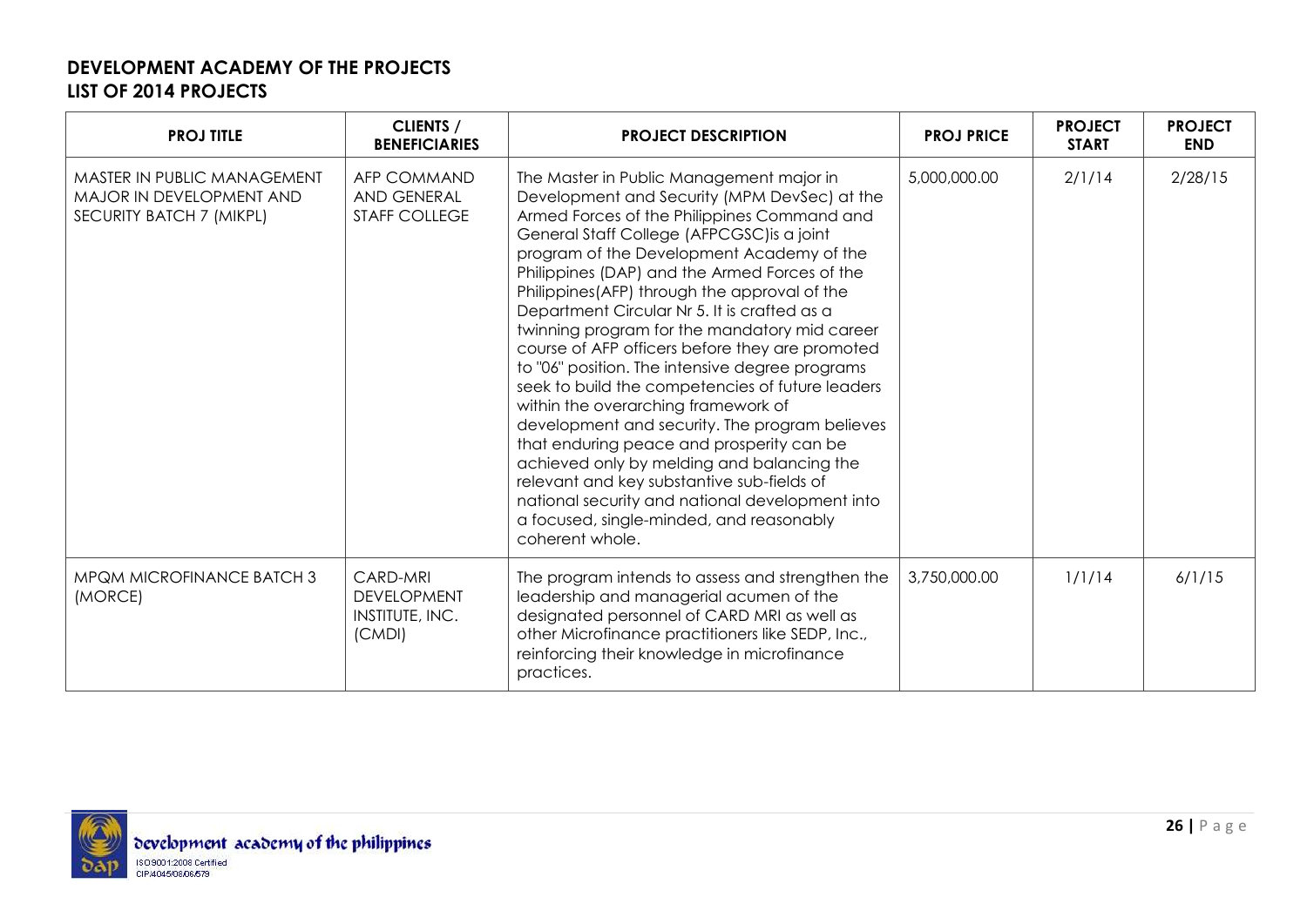**DEVELOPMENT ACADEMY OF THE PROJECTS**
**LIST OF 2014 PROJECTS**

| PROJ TITLE | CLIENTS / BENEFICIARIES | PROJECT DESCRIPTION | PROJ PRICE | PROJECT START | PROJECT END |
|---|---|---|---|---|---|
| MASTER IN PUBLIC MANAGEMENT MAJOR IN DEVELOPMENT AND SECURITY BATCH 7 (MIKPL) | AFP COMMAND AND GENERAL STAFF COLLEGE | The Master in Public Management major in Development and Security (MPM DevSec) at the Armed Forces of the Philippines Command and General Staff College (AFPCGSC)is a joint program of the Development Academy of the Philippines (DAP) and the Armed Forces of the Philippines(AFP) through the approval of the Department Circular Nr 5. It is crafted as a twinning program for the mandatory mid career course of AFP officers before they are promoted to "06" position. The intensive degree programs seek to build the competencies of future leaders within the overarching framework of development and security. The program believes that enduring peace and prosperity can be achieved only by melding and balancing the relevant and key substantive sub-fields of national security and national development into a focused, single-minded, and reasonably coherent whole. | 5,000,000.00 | 2/1/14 | 2/28/15 |
| MPQM MICROFINANCE BATCH 3 (MORCE) | CARD-MRI DEVELOPMENT INSTITUTE, INC. (CMDI) | The program intends to assess and strengthen the leadership and managerial acumen of the designated personnel of CARD MRI as well as other Microfinance practitioners like SEDP, Inc., reinforcing their knowledge in microfinance practices. | 3,750,000.00 | 1/1/14 | 6/1/15 |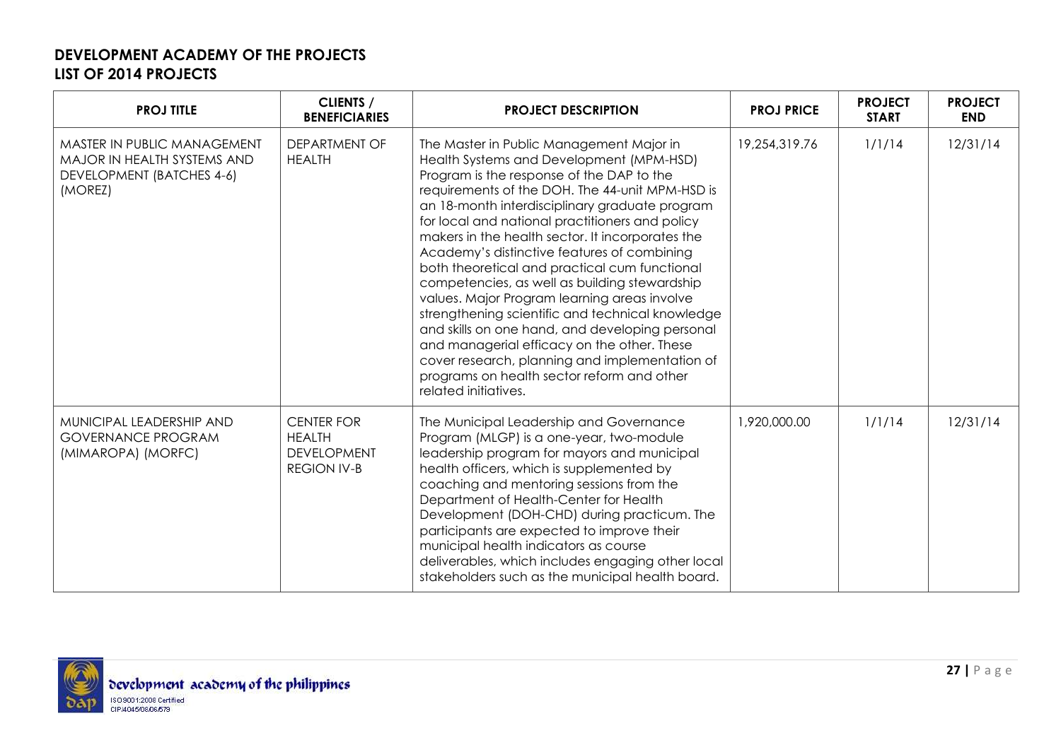## DEVELOPMENT ACADEMY OF THE PROJECTS
## LIST OF 2014 PROJECTS

| PROJ TITLE | CLIENTS / BENEFICIARIES | PROJECT DESCRIPTION | PROJ PRICE | PROJECT START | PROJECT END |
|---|---|---|---|---|---|
| MASTER IN PUBLIC MANAGEMENT MAJOR IN HEALTH SYSTEMS AND DEVELOPMENT (BATCHES 4-6) (MOREZ) | DEPARTMENT OF HEALTH | The Master in Public Management Major in Health Systems and Development (MPM-HSD) Program is the response of the DAP to the requirements of the DOH. The 44-unit MPM-HSD is an 18-month interdisciplinary graduate program for local and national practitioners and policy makers in the health sector. It incorporates the Academy's distinctive features of combining both theoretical and practical cum functional competencies, as well as building stewardship values. Major Program learning areas involve strengthening scientific and technical knowledge and skills on one hand, and developing personal and managerial efficacy on the other. These cover research, planning and implementation of programs on health sector reform and other related initiatives. | 19,254,319.76 | 1/1/14 | 12/31/14 |
| MUNICIPAL LEADERSHIP AND GOVERNANCE PROGRAM (MIMAROPA) (MORFC) | CENTER FOR HEALTH DEVELOPMENT REGION IV-B | The Municipal Leadership and Governance Program (MLGP) is a one-year, two-module leadership program for mayors and municipal health officers, which is supplemented by coaching and mentoring sessions from the Department of Health-Center for Health Development (DOH-CHD) during practicum. The participants are expected to improve their municipal health indicators as course deliverables, which includes engaging other local stakeholders such as the municipal health board. | 1,920,000.00 | 1/1/14 | 12/31/14 |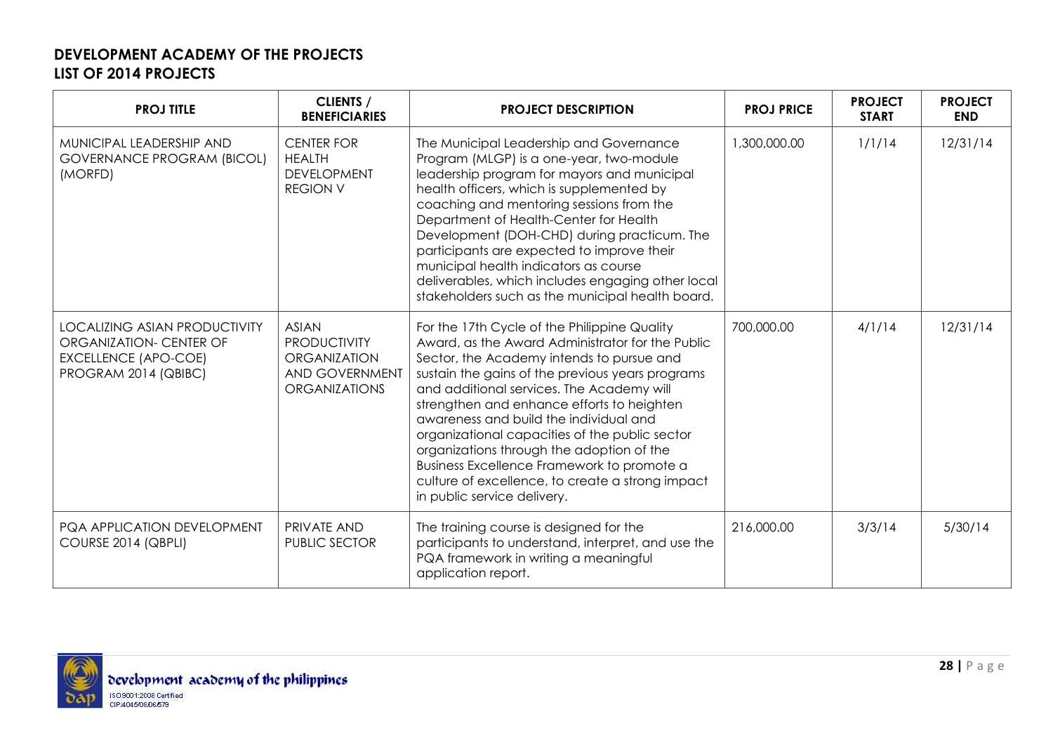**DEVELOPMENT ACADEMY OF THE PROJECTS**
**LIST OF 2014 PROJECTS**

| PROJ TITLE | CLIENTS / BENEFICIARIES | PROJECT DESCRIPTION | PROJ PRICE | PROJECT START | PROJECT END |
|---|---|---|---|---|---|
| MUNICIPAL LEADERSHIP AND GOVERNANCE PROGRAM (BICOL) (MORFD) | CENTER FOR HEALTH DEVELOPMENT REGION V | The Municipal Leadership and Governance Program (MLGP) is a one-year, two-module leadership program for mayors and municipal health officers, which is supplemented by coaching and mentoring sessions from the Department of Health-Center for Health Development (DOH-CHD) during practicum. The participants are expected to improve their municipal health indicators as course deliverables, which includes engaging other local stakeholders such as the municipal health board. | 1,300,000.00 | 1/1/14 | 12/31/14 |
| LOCALIZING ASIAN PRODUCTIVITY ORGANIZATION- CENTER OF EXCELLENCE (APO-COE) PROGRAM 2014 (QBIBC) | ASIAN PRODUCTIVITY ORGANIZATION AND GOVERNMENT ORGANIZATIONS | For the 17th Cycle of the Philippine Quality Award, as the Award Administrator for the Public Sector, the Academy intends to pursue and sustain the gains of the previous years programs and additional services. The Academy will strengthen and enhance efforts to heighten awareness and build the individual and organizational capacities of the public sector organizations through the adoption of the Business Excellence Framework to promote a culture of excellence, to create a strong impact in public service delivery. | 700,000.00 | 4/1/14 | 12/31/14 |
| PQA APPLICATION DEVELOPMENT COURSE 2014 (QBPLI) | PRIVATE AND PUBLIC SECTOR | The training course is designed for the participants to understand, interpret, and use the PQA framework in writing a meaningful application report. | 216,000.00 | 3/3/14 | 5/30/14 |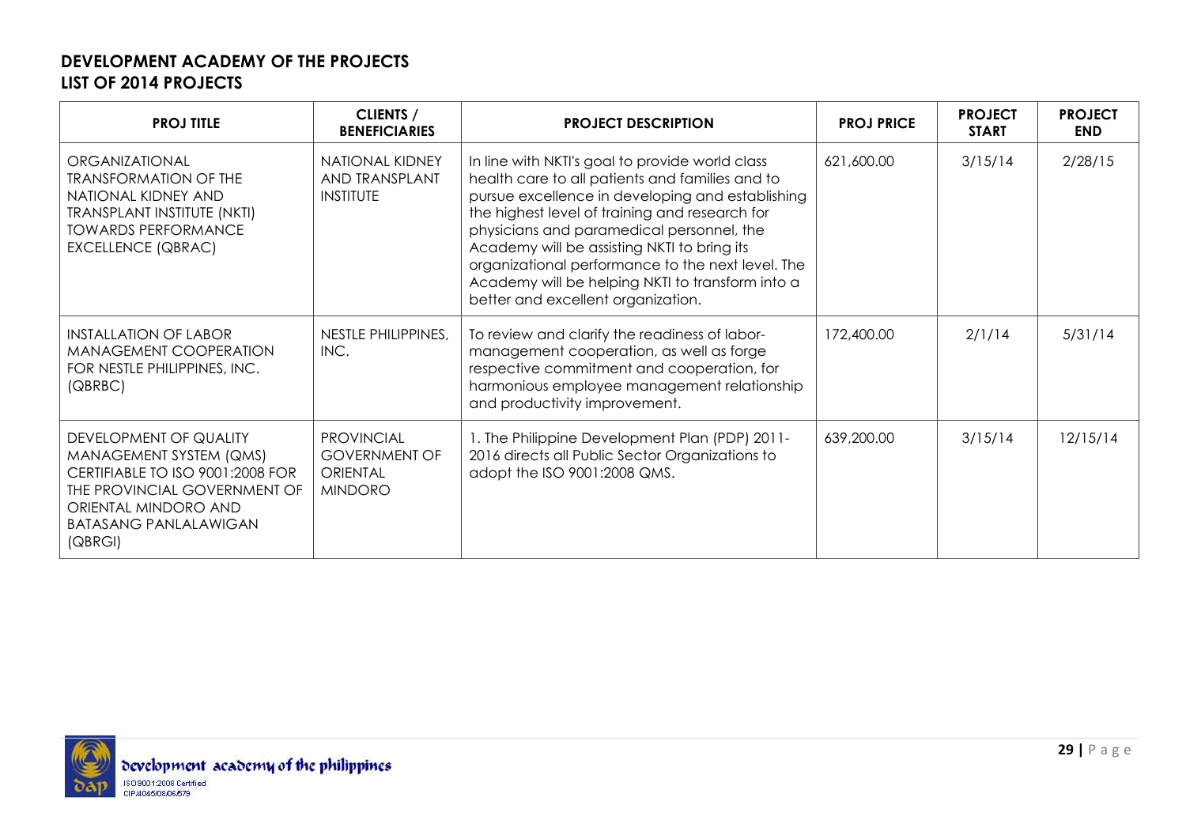**DEVELOPMENT ACADEMY OF THE PROJECTS**
**LIST OF 2014 PROJECTS**

| PROJ TITLE | CLIENTS / BENEFICIARIES | PROJECT DESCRIPTION | PROJ PRICE | PROJECT START | PROJECT END |
|---|---|---|---|---|---|
| ORGANIZATIONAL TRANSFORMATION OF THE NATIONAL KIDNEY AND TRANSPLANT INSTITUTE (NKTI) TOWARDS PERFORMANCE EXCELLENCE (QBRAC) | NATIONAL KIDNEY AND TRANSPLANT INSTITUTE | In line with NKTI's goal to provide world class health care to all patients and families and to pursue excellence in developing and establishing the highest level of training and research for physicians and paramedical personnel, the Academy will be assisting NKTI to bring its organizational performance to the next level. The Academy will be helping NKTI to transform into a better and excellent organization. | 621,600.00 | 3/15/14 | 2/28/15 |
| INSTALLATION OF LABOR MANAGEMENT COOPERATION FOR NESTLE PHILIPPINES, INC. (QBRBC) | NESTLE PHILIPPINES, INC. | To review and clarify the readiness of labor-management cooperation, as well as forge respective commitment and cooperation, for harmonious employee management relationship and productivity improvement. | 172,400.00 | 2/1/14 | 5/31/14 |
| DEVELOPMENT OF QUALITY MANAGEMENT SYSTEM (QMS) CERTIFIABLE TO ISO 9001:2008 FOR THE PROVINCIAL GOVERNMENT OF ORIENTAL MINDORO AND BATASANG PANLALAWIGAN (QBRGI) | PROVINCIAL GOVERNMENT OF ORIENTAL MINDORO | 1. The Philippine Development Plan (PDP) 2011-2016 directs all Public Sector Organizations to adopt the ISO 9001:2008 QMS. | 639,200.00 | 3/15/14 | 12/15/14 |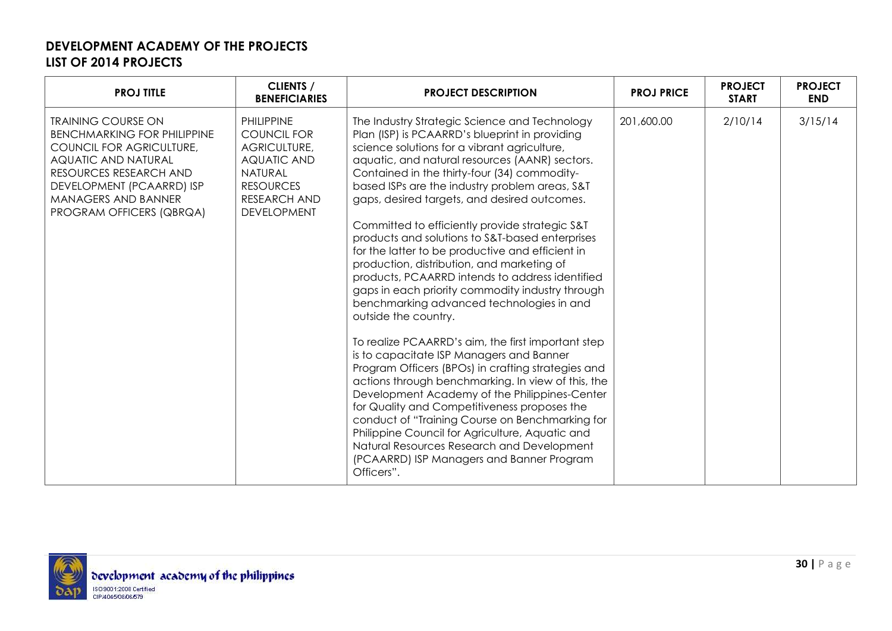**DEVELOPMENT ACADEMY OF THE PROJECTS**
**LIST OF 2014 PROJECTS**

| PROJ TITLE | CLIENTS / BENEFICIARIES | PROJECT DESCRIPTION | PROJ PRICE | PROJECT START | PROJECT END |
|---|---|---|---|---|---|
| TRAINING COURSE ON BENCHMARKING FOR PHILIPPINE COUNCIL FOR AGRICULTURE, AQUATIC AND NATURAL RESOURCES RESEARCH AND DEVELOPMENT (PCAARRD) ISP MANAGERS AND BANNER PROGRAM OFFICERS (QBRQA) | PHILIPPINE COUNCIL FOR AGRICULTURE, AQUATIC AND NATURAL RESOURCES RESEARCH AND DEVELOPMENT | The Industry Strategic Science and Technology Plan (ISP) is PCAARRD's blueprint in providing science solutions for a vibrant agriculture, aquatic, and natural resources (AANR) sectors. Contained in the thirty-four (34) commodity-based ISPs are the industry problem areas, S&T gaps, desired targets, and desired outcomes.<br><br>Committed to efficiently provide strategic S&T products and solutions to S&T-based enterprises for the latter to be productive and efficient in production, distribution, and marketing of products, PCAARRD intends to address identified gaps in each priority commodity industry through benchmarking advanced technologies in and outside the country.<br><br>To realize PCAARRD's aim, the first important step is to capacitate ISP Managers and Banner Program Officers (BPOs) in crafting strategies and actions through benchmarking. In view of this, the Development Academy of the Philippines-Center for Quality and Competitiveness proposes the conduct of "Training Course on Benchmarking for Philippine Council for Agriculture, Aquatic and Natural Resources Research and Development (PCAARRD) ISP Managers and Banner Program Officers". | 201,600.00 | 2/10/14 | 3/15/14 |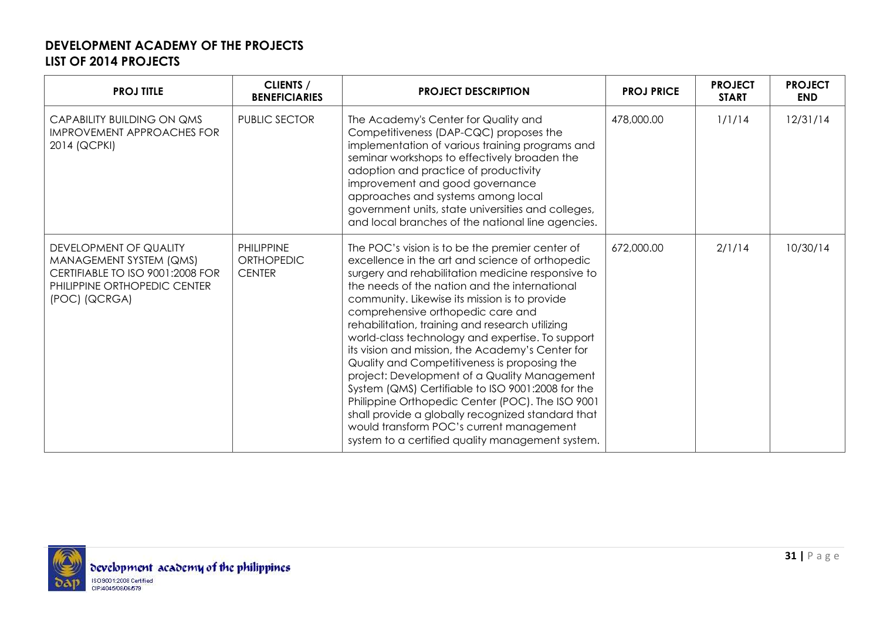**DEVELOPMENT ACADEMY OF THE PROJECTS**
**LIST OF 2014 PROJECTS**

| PROJ TITLE | CLIENTS / BENEFICIARIES | PROJECT DESCRIPTION | PROJ PRICE | PROJECT START | PROJECT END |
|---|---|---|---|---|---|
| CAPABILITY BUILDING ON QMS IMPROVEMENT APPROACHES FOR 2014 (QCPKI) | PUBLIC SECTOR | The Academy's Center for Quality and Competitiveness (DAP-CQC) proposes the implementation of various training programs and seminar workshops to effectively broaden the adoption and practice of productivity improvement and good governance approaches and systems among local government units, state universities and colleges, and local branches of the national line agencies. | 478,000.00 | 1/1/14 | 12/31/14 |
| DEVELOPMENT OF QUALITY MANAGEMENT SYSTEM (QMS) CERTIFIABLE TO ISO 9001:2008 FOR PHILIPPINE ORTHOPEDIC CENTER (POC) (QCRGA) | PHILIPPINE ORTHOPEDIC CENTER | The POC's vision is to be the premier center of excellence in the art and science of orthopedic surgery and rehabilitation medicine responsive to the needs of the nation and the international community. Likewise its mission is to provide comprehensive orthopedic care and rehabilitation, training and research utilizing world-class technology and expertise. To support its vision and mission, the Academy's Center for Quality and Competitiveness is proposing the project: Development of a Quality Management System (QMS) Certifiable to ISO 9001:2008 for the Philippine Orthopedic Center (POC). The ISO 9001 shall provide a globally recognized standard that would transform POC's current management system to a certified quality management system. | 672,000.00 | 2/1/14 | 10/30/14 |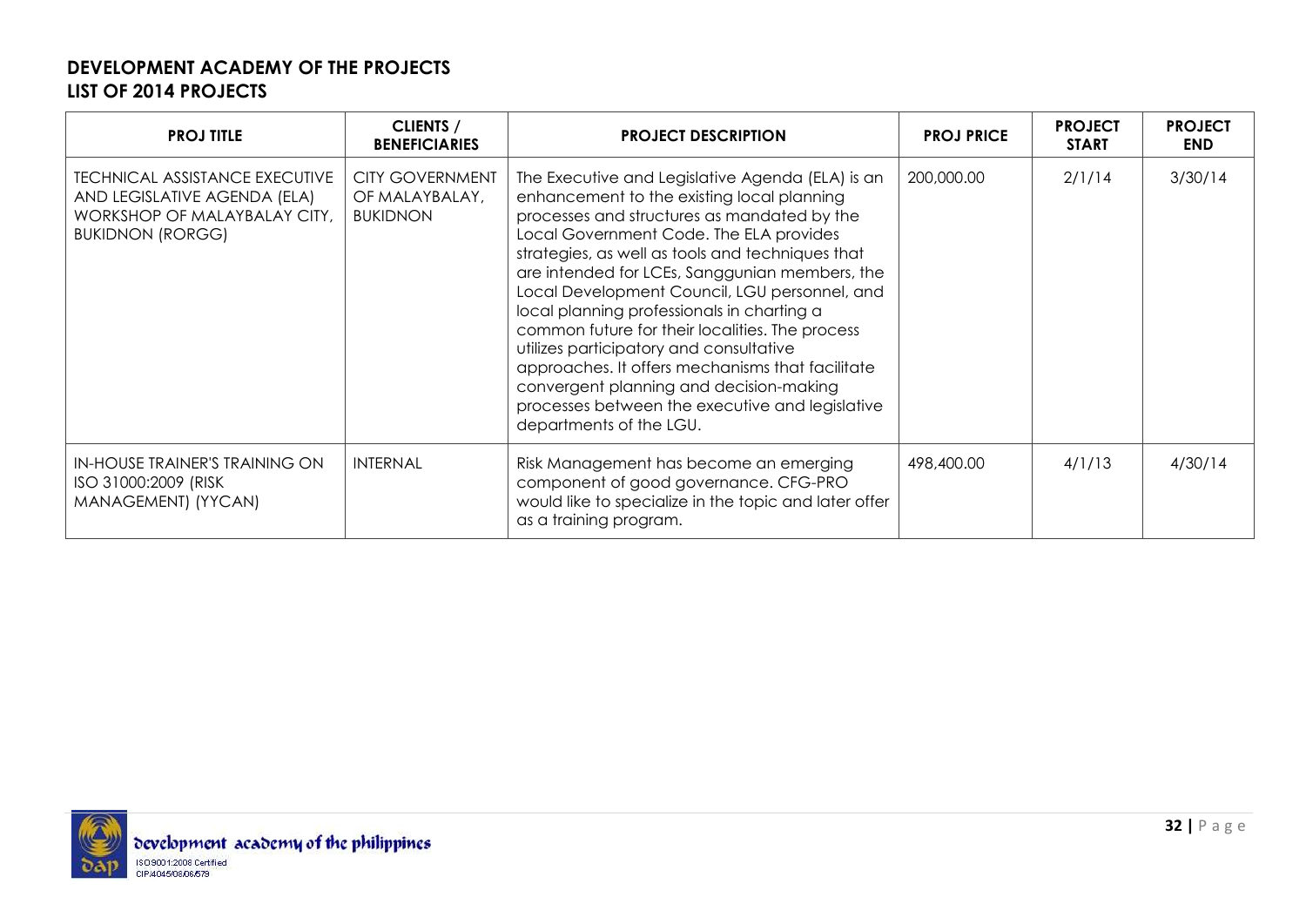**DEVELOPMENT ACADEMY OF THE PROJECTS**
**LIST OF 2014 PROJECTS**

| PROJ TITLE | CLIENTS / BENEFICIARIES | PROJECT DESCRIPTION | PROJ PRICE | PROJECT START | PROJECT END |
|---|---|---|---|---|---|
| TECHNICAL ASSISTANCE EXECUTIVE AND LEGISLATIVE AGENDA (ELA) WORKSHOP OF MALAYBALAY CITY, BUKIDNON (RORGG) | CITY GOVERNMENT OF MALAYBALAY, BUKIDNON | The Executive and Legislative Agenda (ELA) is an enhancement to the existing local planning processes and structures as mandated by the Local Government Code. The ELA provides strategies, as well as tools and techniques that are intended for LCEs, Sanggunian members, the Local Development Council, LGU personnel, and local planning professionals in charting a common future for their localities. The process utilizes participatory and consultative approaches. It offers mechanisms that facilitate convergent planning and decision-making processes between the executive and legislative departments of the LGU. | 200,000.00 | 2/1/14 | 3/30/14 |
| IN-HOUSE TRAINER'S TRAINING ON ISO 31000:2009 (RISK MANAGEMENT) (YYCAN) | INTERNAL | Risk Management has become an emerging component of good governance. CFG-PRO would like to specialize in the topic and later offer as a training program. | 498,400.00 | 4/1/13 | 4/30/14 |